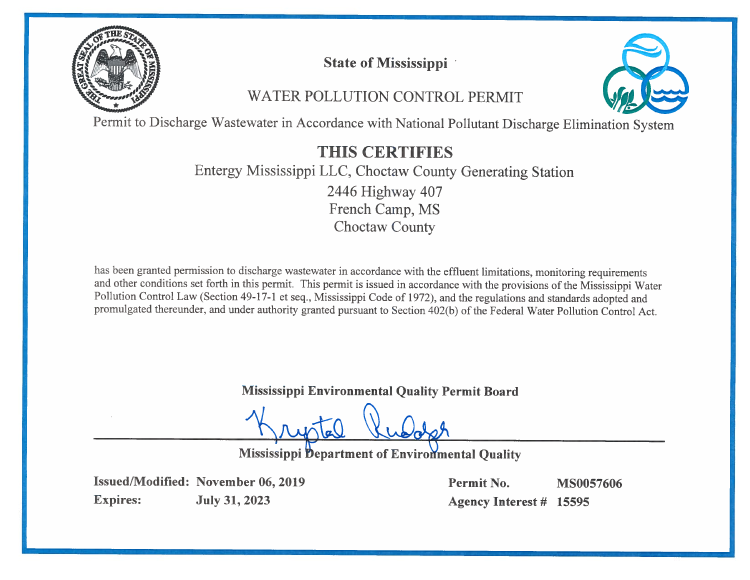**State of Mississippi**

WATER POLLUTION CONTROL PERMIT

Permit to Discharge Wastewater in Accordance with National Pollutant Discharge Elimination System

# THIS CERTIFIES

Entergy Mississippi LLC, Choctaw County Generating Station

2446 Highway 407

French Camp, MS

Choctaw County

has been granted permission to discharge wastewater in accordance with the effluent limitations, monitoring requirements and other conditions set forth in this permit. This permit is issued in accordance with the provisions of the Mississippi Water Pollution Control Law (Section 49-17-1 et seq., Mississippi Code of 1972), and the regulations and standards adopted and promulgated thereunder, and under authority granted pursuant to Section 402(b) of the Federal Water Pollution Control Act.

**Mississippi Environmental Quality Permit Board**

Krystal Rudolph

**Mississippi Department of Environmental Quality**

**Issued/Modified:** **November 06, 2019**

**Expires:** **July 31, 2023**

**Permit No.** **MS0057606**

**Agency Interest #** **15595**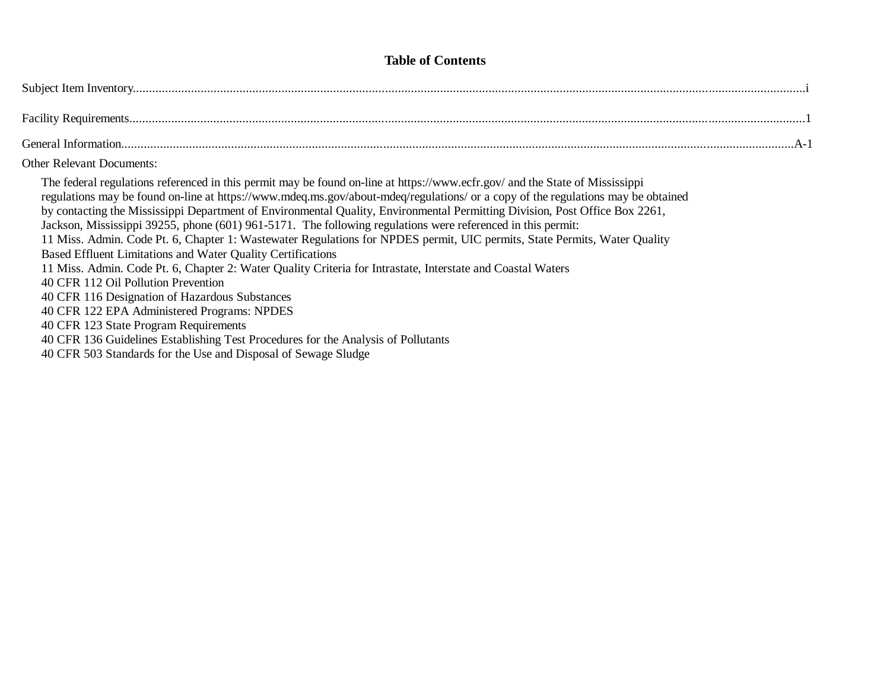# Table of Contents

Subject Item Inventory....................................................................................i

Facility Requirements....................................................................................1

General Information....................................................................................A-1

Other Relevant Documents:

The federal regulations referenced in this permit may be found on-line at https://www.ecfr.gov/ and the State of Mississippi regulations may be found on-line at https://www.mdeq.ms.gov/about-mdeq/regulations/ or a copy of the regulations may be obtained by contacting the Mississippi Department of Environmental Quality, Environmental Permitting Division, Post Office Box 2261, Jackson, Mississippi 39255, phone (601) 961-5171. The following regulations were referenced in this permit:

11 Miss. Admin. Code Pt. 6, Chapter 1: Wastewater Regulations for NPDES permit, UIC permits, State Permits, Water Quality Based Effluent Limitations and Water Quality Certifications  
11 Miss. Admin. Code Pt. 6, Chapter 2: Water Quality Criteria for Intrastate, Interstate and Coastal Waters  
40 CFR 112 Oil Pollution Prevention  
40 CFR 116 Designation of Hazardous Substances  
40 CFR 122 EPA Administered Programs: NPDES  
40 CFR 123 State Program Requirements  
40 CFR 136 Guidelines Establishing Test Procedures for the Analysis of Pollutants  
40 CFR 503 Standards for the Use and Disposal of Sewage Sludge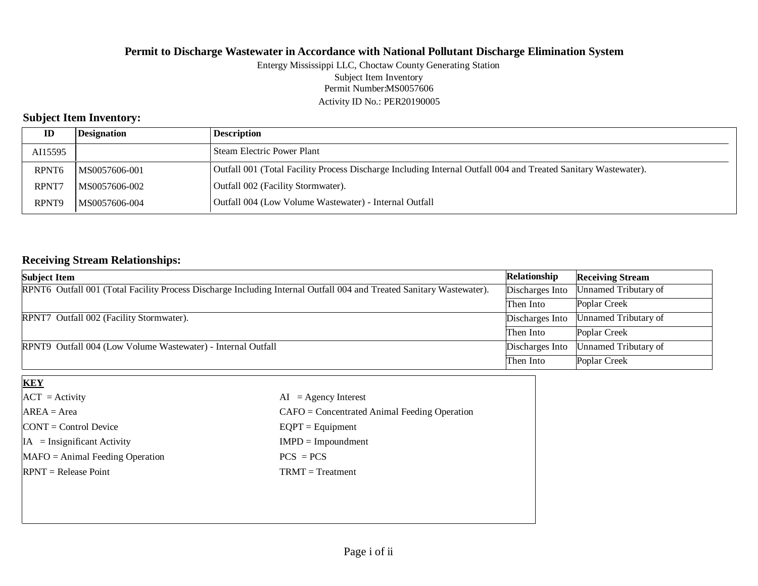# Permit to Discharge Wastewater in Accordance with National Pollutant Discharge Elimination System

Entergy Mississippi LLC, Choctaw County Generating Station
Subject Item Inventory
Permit Number:MS0057606
Activity ID No.: PER20190005

## Subject Item Inventory:

| ID | Designation | Description |
|---|---|---|
| AI15595 | | Steam Electric Power Plant |
| RPNT6 | MS0057606-001 | Outfall 001 (Total Facility Process Discharge Including Internal Outfall 004 and Treated Sanitary Wastewater). |
| RPNT7 | MS0057606-002 | Outfall 002 (Facility Stormwater). |
| RPNT9 | MS0057606-004 | Outfall 004 (Low Volume Wastewater) - Internal Outfall |

## Receiving Stream Relationships:

| Subject Item | Relationship | Receiving Stream |
|---|---|---|
| RPNT6 Outfall 001 (Total Facility Process Discharge Including Internal Outfall 004 and Treated Sanitary Wastewater). | Discharges Into | Unnamed Tributary of |
| | Then Into | Poplar Creek |
| RPNT7 Outfall 002 (Facility Stormwater). | Discharges Into | Unnamed Tributary of |
| | Then Into | Poplar Creek |
| RPNT9 Outfall 004 (Low Volume Wastewater) - Internal Outfall | Discharges Into | Unnamed Tributary of |
| | Then Into | Poplar Creek |

**KEY**

| | |
|---|---|
| ACT = Activity | AI = Agency Interest |
| AREA = Area | CAFO = Concentrated Animal Feeding Operation |
| CONT = Control Device | EQPT = Equipment |
| IA = Insignificant Activity | IMPD = Impoundment |
| MAFO = Animal Feeding Operation | PCS = PCS |
| RPNT = Release Point | TRMT = Treatment |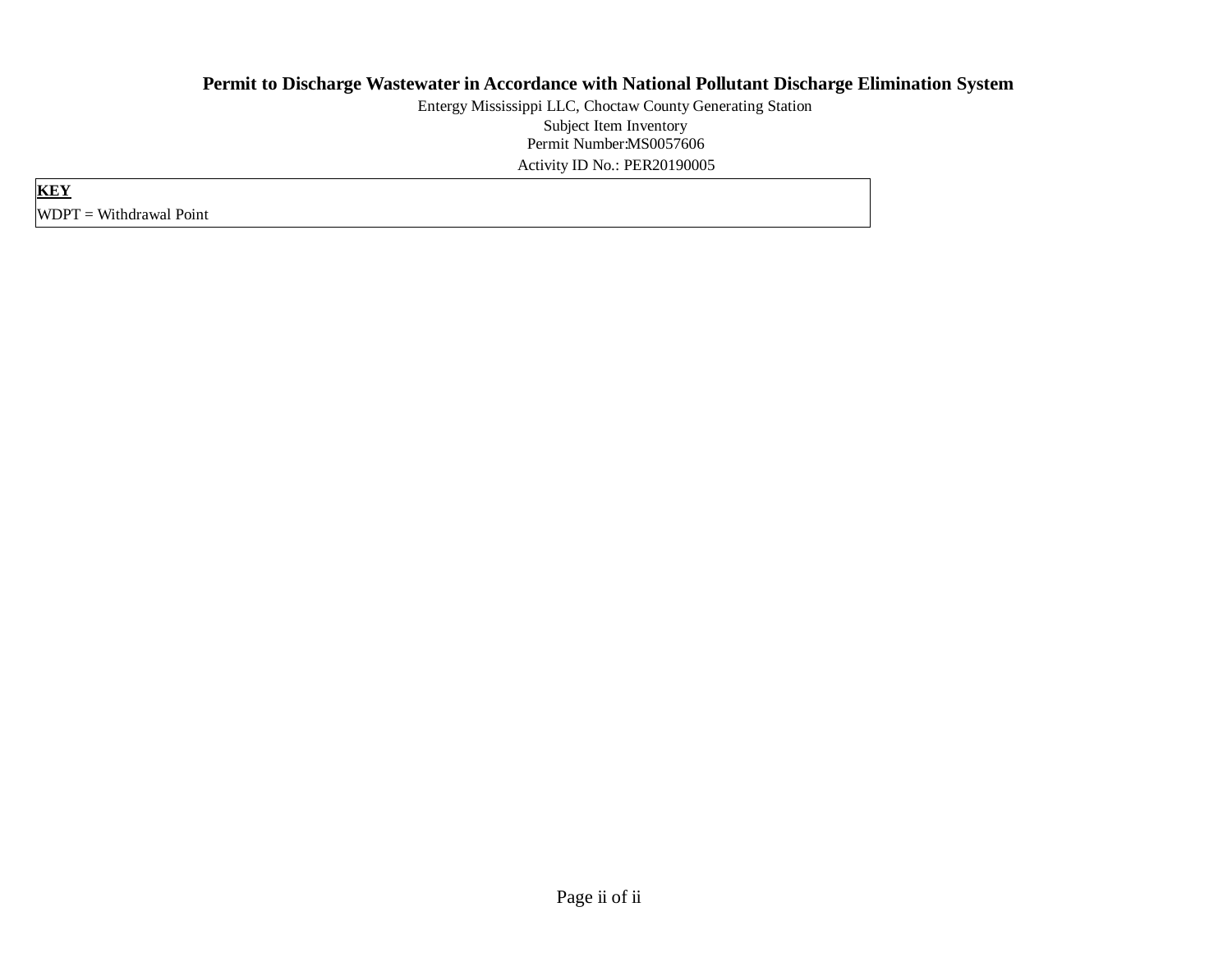**Permit to Discharge Wastewater in Accordance with National Pollutant Discharge Elimination System**

Entergy Mississippi LLC, Choctaw County Generating Station

Subject Item Inventory

Permit Number:MS0057606

Activity ID No.: PER20190005

| **KEY** |
| --- |
| WDPT = Withdrawal Point |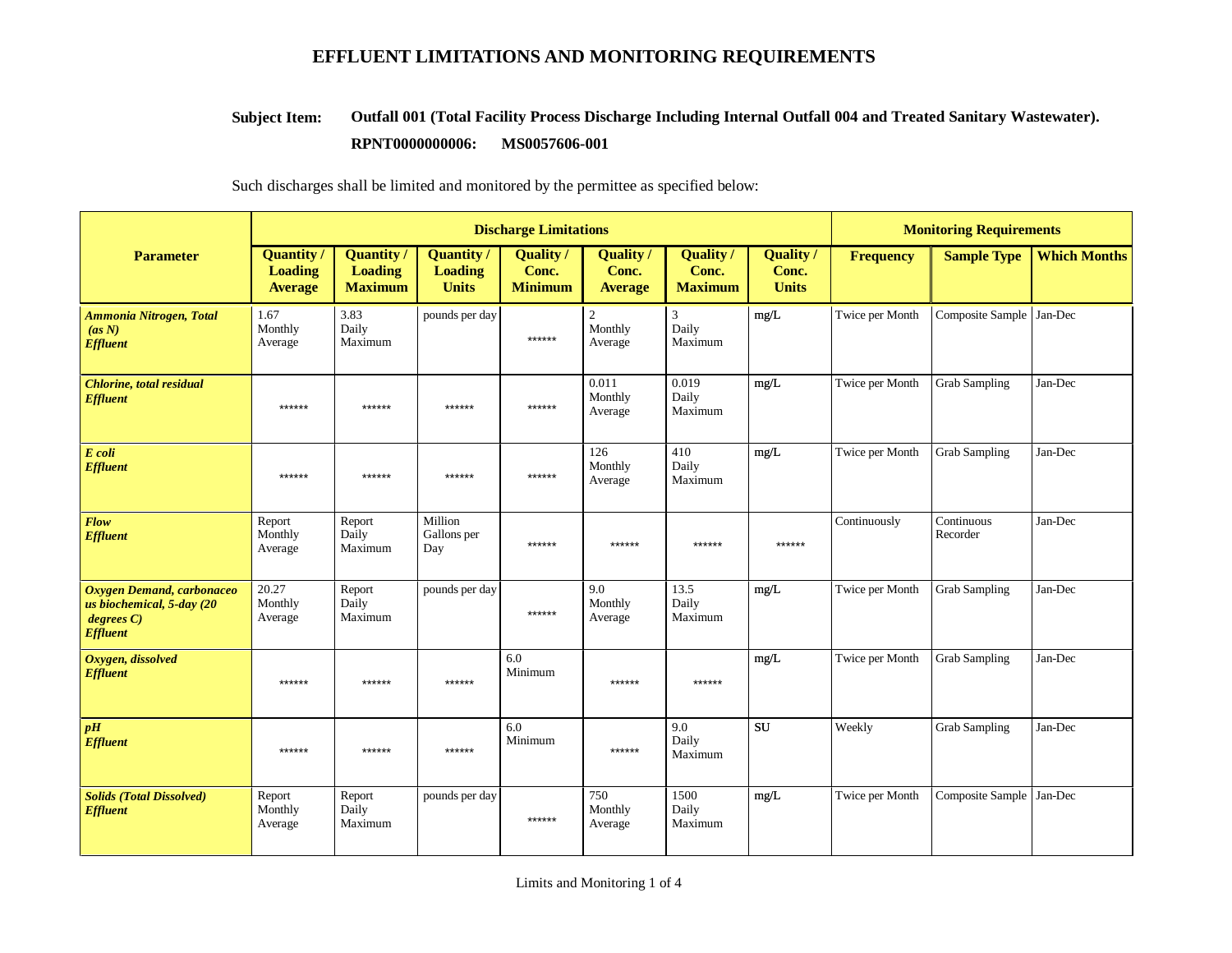# EFFLUENT LIMITATIONS AND MONITORING REQUIREMENTS

**Subject Item:** **Outfall 001 (Total Facility Process Discharge Including Internal Outfall 004 and Treated Sanitary Wastewater).**

**RPNT0000000006: MS0057606-001**

Such discharges shall be limited and monitored by the permittee as specified below:

| Parameter | Discharge Limitations | | | | | | | Monitoring Requirements | | |
|---|---|---|---|---|---|---|---|---|---|---|
| | Quantity / Loading Average | Quantity / Loading Maximum | Quantity / Loading Units | Quality / Conc. Minimum | Quality / Conc. Average | Quality / Conc. Maximum | Quality / Conc. Units | Frequency | Sample Type | Which Months |
| ***Ammonia Nitrogen, Total (as N) Effluent*** | 1.67 Monthly Average | 3.83 Daily Maximum | pounds per day | ****** | 2 Monthly Average | 3 Daily Maximum | mg/L | Twice per Month | Composite Sample | Jan-Dec |
| ***Chlorine, total residual Effluent*** | ****** | ****** | ****** | ****** | 0.011 Monthly Average | 0.019 Daily Maximum | mg/L | Twice per Month | Grab Sampling | Jan-Dec |
| ***E coli Effluent*** | ****** | ****** | ****** | ****** | 126 Monthly Average | 410 Daily Maximum | mg/L | Twice per Month | Grab Sampling | Jan-Dec |
| ***Flow Effluent*** | Report Monthly Average | Report Daily Maximum | Million Gallons per Day | ****** | ****** | ****** | ****** | Continuously | Continuous Recorder | Jan-Dec |
| ***Oxygen Demand, carbonaceous biochemical, 5-day (20 degrees C) Effluent*** | 20.27 Monthly Average | Report Daily Maximum | pounds per day | ****** | 9.0 Monthly Average | 13.5 Daily Maximum | mg/L | Twice per Month | Grab Sampling | Jan-Dec |
| ***Oxygen, dissolved Effluent*** | ****** | ****** | ****** | 6.0 Minimum | ****** | ****** | mg/L | Twice per Month | Grab Sampling | Jan-Dec |
| ***pH Effluent*** | ****** | ****** | ****** | 6.0 Minimum | ****** | 9.0 Daily Maximum | SU | Weekly | Grab Sampling | Jan-Dec |
| ***Solids (Total Dissolved) Effluent*** | Report Monthly Average | Report Daily Maximum | pounds per day | ****** | 750 Monthly Average | 1500 Daily Maximum | mg/L | Twice per Month | Composite Sample | Jan-Dec |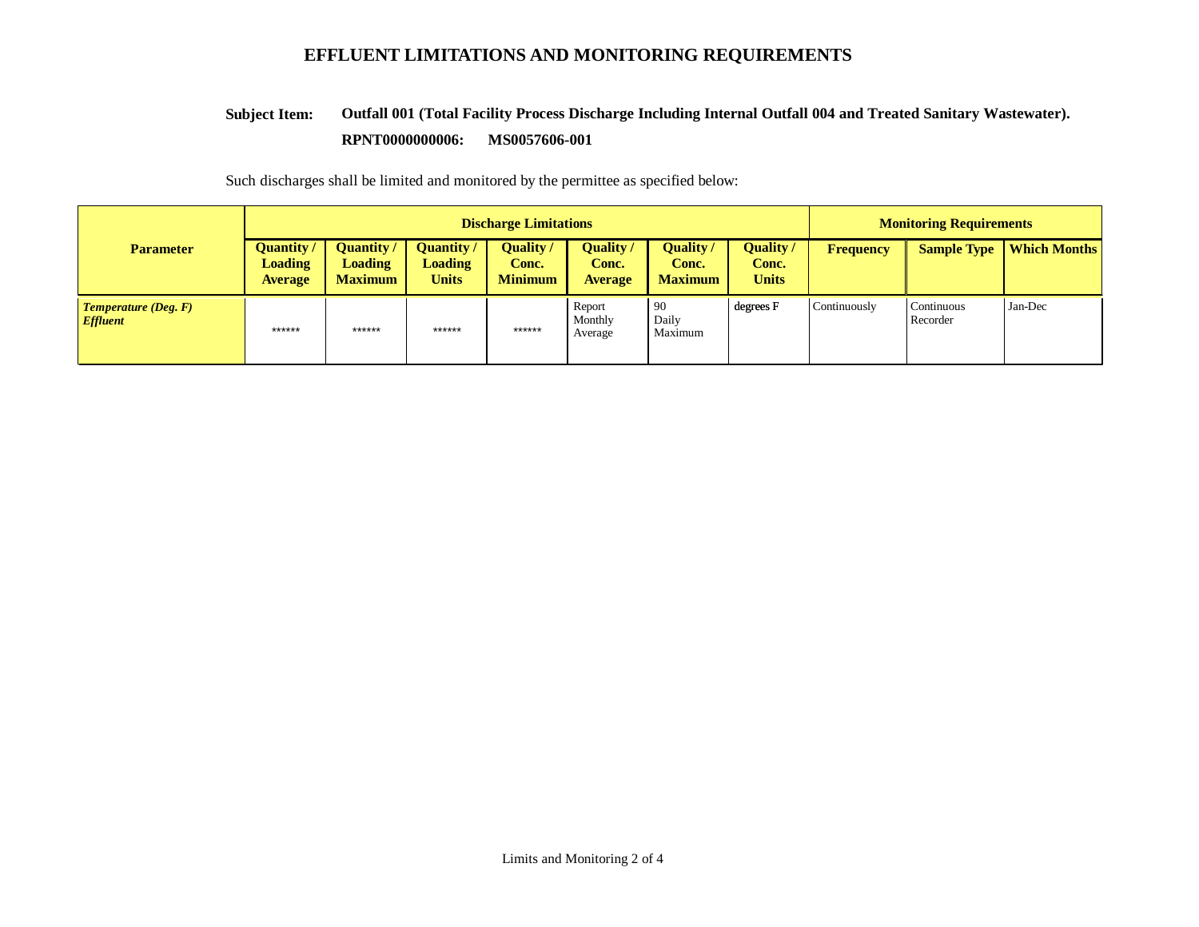# EFFLUENT LIMITATIONS AND MONITORING REQUIREMENTS

**Subject Item:** **Outfall 001 (Total Facility Process Discharge Including Internal Outfall 004 and Treated Sanitary Wastewater).**

**RPNT0000000006: MS0057606-001**

Such discharges shall be limited and monitored by the permittee as specified below:

| Parameter | Discharge Limitations | | | | | | | Monitoring Requirements | | |
|---|---|---|---|---|---|---|---|---|---|---|
| | Quantity / Loading Average | Quantity / Loading Maximum | Quantity / Loading Units | Quality / Conc. Minimum | Quality / Conc. Average | Quality / Conc. Maximum | Quality / Conc. Units | Frequency | Sample Type | Which Months |
| ***Temperature (Deg. F) Effluent*** | ****** | ****** | ****** | ****** | Report Monthly Average | 90 Daily Maximum | degrees F | Continuously | Continuous Recorder | Jan-Dec |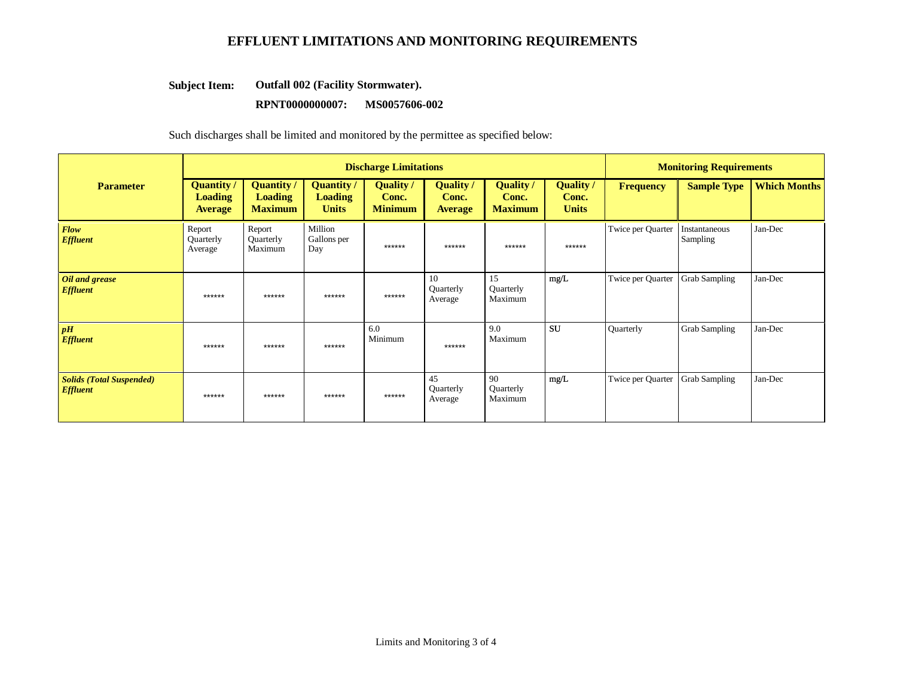# EFFLUENT LIMITATIONS AND MONITORING REQUIREMENTS

**Subject Item:** **Outfall 002 (Facility Stormwater).**

**RPNT0000000007: MS0057606-002**

Such discharges shall be limited and monitored by the permittee as specified below:

| Parameter | Discharge Limitations | | | | | | | Monitoring Requirements | | |
|---|---|---|---|---|---|---|---|---|---|---|
| | Quantity / Loading Average | Quantity / Loading Maximum | Quantity / Loading Units | Quality / Conc. Minimum | Quality / Conc. Average | Quality / Conc. Maximum | Quality / Conc. Units | Frequency | Sample Type | Which Months |
| ***Flow Effluent*** | Report Quarterly Average | Report Quarterly Maximum | Million Gallons per Day | ****** | ****** | ****** | ****** | Twice per Quarter | Instantaneous Sampling | Jan-Dec |
| ***Oil and grease Effluent*** | ****** | ****** | ****** | ****** | 10 Quarterly Average | 15 Quarterly Maximum | mg/L | Twice per Quarter | Grab Sampling | Jan-Dec |
| ***pH Effluent*** | ****** | ****** | ****** | 6.0 Minimum | ****** | 9.0 Maximum | SU | Quarterly | Grab Sampling | Jan-Dec |
| ***Solids (Total Suspended) Effluent*** | ****** | ****** | ****** | ****** | 45 Quarterly Average | 90 Quarterly Maximum | mg/L | Twice per Quarter | Grab Sampling | Jan-Dec |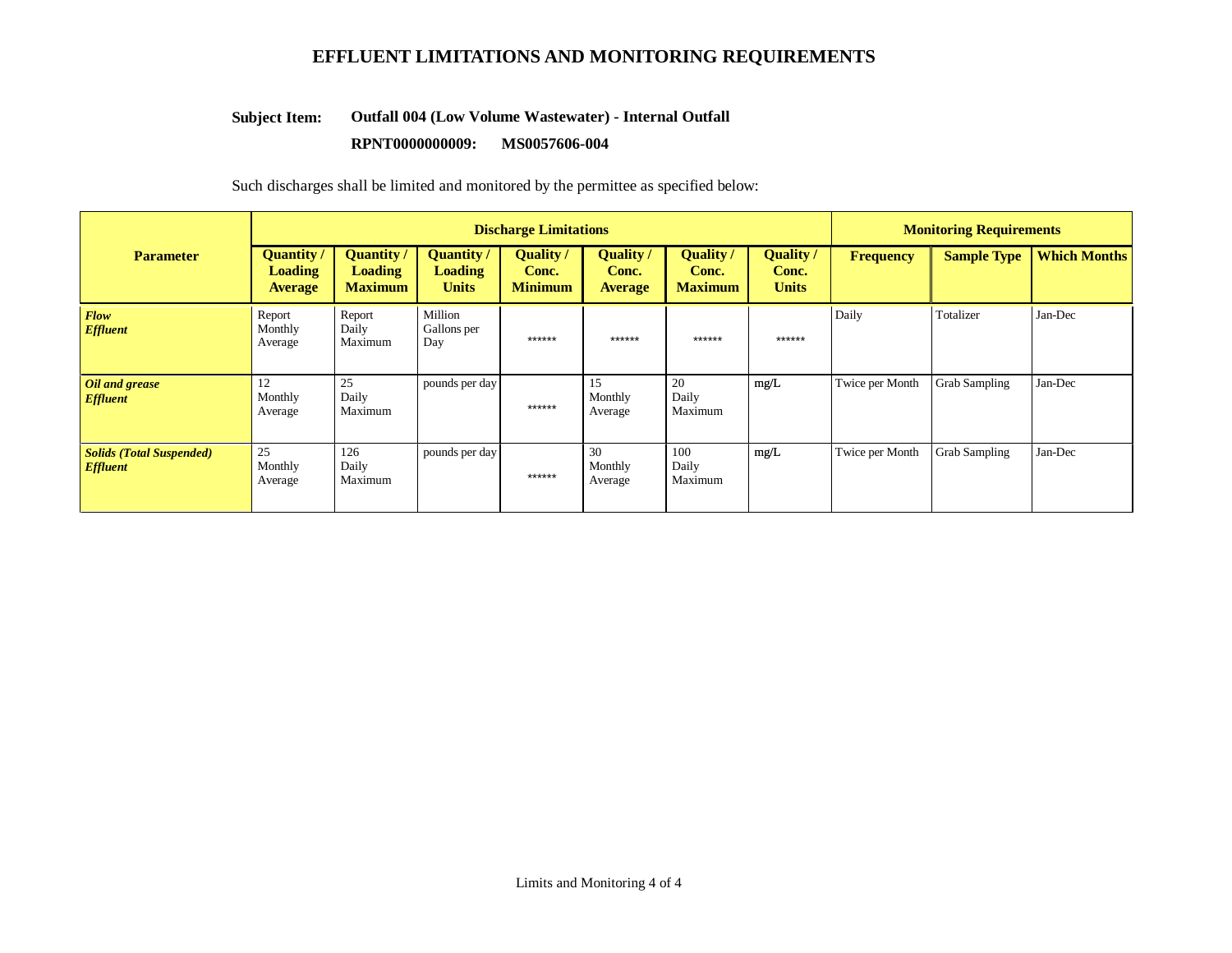# EFFLUENT LIMITATIONS AND MONITORING REQUIREMENTS

**Subject Item:** **Outfall 004 (Low Volume Wastewater) - Internal Outfall**

**RPNT0000000009: MS0057606-004**

Such discharges shall be limited and monitored by the permittee as specified below:

| Parameter | Discharge Limitations | | | | | | | Monitoring Requirements | | |
|---|---|---|---|---|---|---|---|---|---|---|
| | Quantity / Loading Average | Quantity / Loading Maximum | Quantity / Loading Units | Quality / Conc. Minimum | Quality / Conc. Average | Quality / Conc. Maximum | Quality / Conc. Units | Frequency | Sample Type | Which Months |
| ***Flow Effluent*** | Report Monthly Average | Report Daily Maximum | Million Gallons per Day | ****** | ****** | ****** | ****** | Daily | Totalizer | Jan-Dec |
| ***Oil and grease Effluent*** | 12 Monthly Average | 25 Daily Maximum | pounds per day | ****** | 15 Monthly Average | 20 Daily Maximum | mg/L | Twice per Month | Grab Sampling | Jan-Dec |
| ***Solids (Total Suspended) Effluent*** | 25 Monthly Average | 126 Daily Maximum | pounds per day | ****** | 30 Monthly Average | 100 Daily Maximum | mg/L | Twice per Month | Grab Sampling | Jan-Dec |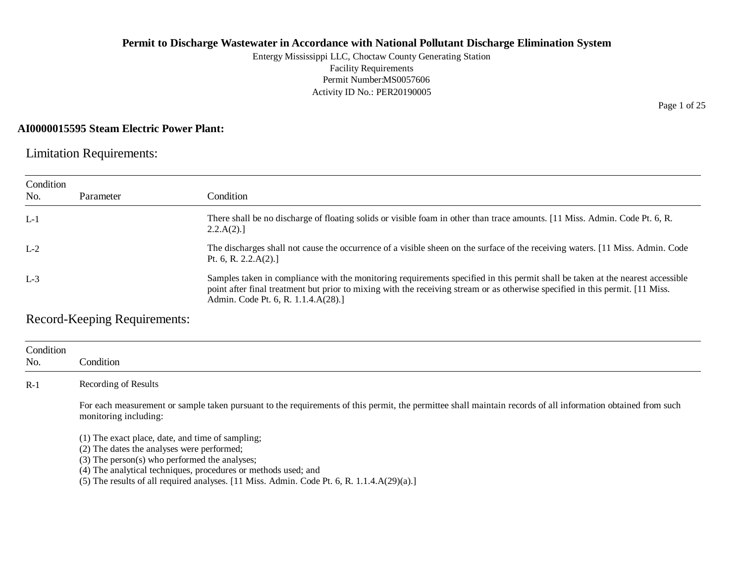# Permit to Discharge Wastewater in Accordance with National Pollutant Discharge Elimination System

Entergy Mississippi LLC, Choctaw County Generating Station
Facility Requirements
Permit Number:MS0057606
Activity ID No.: PER20190005

**AI0000015595 Steam Electric Power Plant:**

## Limitation Requirements:

| Condition No. | Parameter | Condition |
|---|---|---|
| L-1 | | There shall be no discharge of floating solids or visible foam in other than trace amounts. [11 Miss. Admin. Code Pt. 6, R. 2.2.A(2).] |
| L-2 | | The discharges shall not cause the occurrence of a visible sheen on the surface of the receiving waters. [11 Miss. Admin. Code Pt. 6, R. 2.2.A(2).] |
| L-3 | | Samples taken in compliance with the monitoring requirements specified in this permit shall be taken at the nearest accessible point after final treatment but prior to mixing with the receiving stream or as otherwise specified in this permit. [11 Miss. Admin. Code Pt. 6, R. 1.1.4.A(28).] |

## Record-Keeping Requirements:

| Condition No. | Condition |
|---|---|
| R-1 | Recording of Results<br><br>For each measurement or sample taken pursuant to the requirements of this permit, the permittee shall maintain records of all information obtained from such monitoring including:<br><br>(1) The exact place, date, and time of sampling;<br>(2) The dates the analyses were performed;<br>(3) The person(s) who performed the analyses;<br>(4) The analytical techniques, procedures or methods used; and<br>(5) The results of all required analyses. [11 Miss. Admin. Code Pt. 6, R. 1.1.4.A(29)(a).] |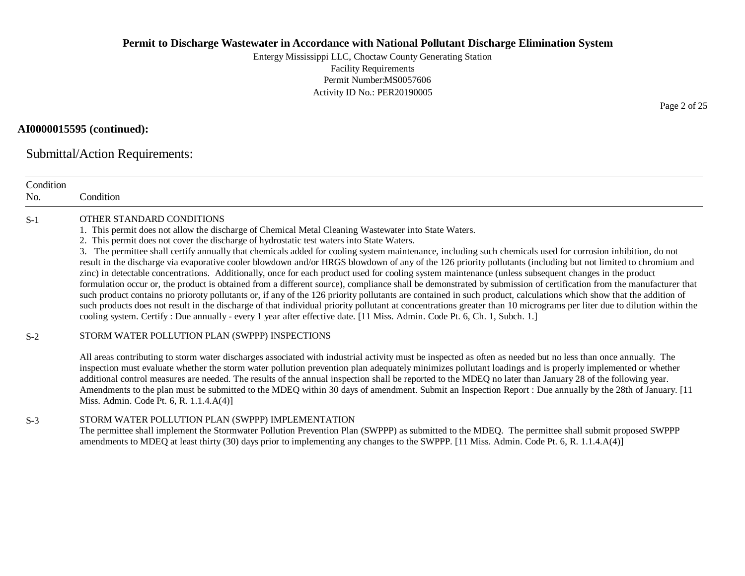**AI0000015595 (continued):**

## Submittal/Action Requirements:

| Condition No. | Condition |
|---|---|
| S-1 | OTHER STANDARD CONDITIONS<br>1. This permit does not allow the discharge of Chemical Metal Cleaning Wastewater into State Waters.<br>2. This permit does not cover the discharge of hydrostatic test waters into State Waters.<br>3. The permittee shall certify annually that chemicals added for cooling system maintenance, including such chemicals used for corrosion inhibition, do not result in the discharge via evaporative cooler blowdown and/or HRGS blowdown of any of the 126 priority pollutants (including but not limited to chromium and zinc) in detectable concentrations. Additionally, once for each product used for cooling system maintenance (unless subsequent changes in the product formulation occur or, the product is obtained from a different source), compliance shall be demonstrated by submission of certification from the manufacturer that such product contains no prioroty pollutants or, if any of the 126 priority pollutants are contained in such product, calculations which show that the addition of such products does not result in the discharge of that individual priority pollutant at concentrations greater than 10 micrograms per liter due to dilution within the cooling system. Certify : Due annually - every 1 year after effective date. [11 Miss. Admin. Code Pt. 6, Ch. 1, Subch. 1.] |
| S-2 | STORM WATER POLLUTION PLAN (SWPPP) INSPECTIONS<br><br>All areas contributing to storm water discharges associated with industrial activity must be inspected as often as needed but no less than once annually. The inspection must evaluate whether the storm water pollution prevention plan adequately minimizes pollutant loadings and is properly implemented or whether additional control measures are needed. The results of the annual inspection shall be reported to the MDEQ no later than January 28 of the following year. Amendments to the plan must be submitted to the MDEQ within 30 days of amendment. Submit an Inspection Report : Due annually by the 28th of January. [11 Miss. Admin. Code Pt. 6, R. 1.1.4.A(4)] |
| S-3 | STORM WATER POLLUTION PLAN (SWPPP) IMPLEMENTATION<br>The permittee shall implement the Stormwater Pollution Prevention Plan (SWPPP) as submitted to the MDEQ. The permittee shall submit proposed SWPPP amendments to MDEQ at least thirty (30) days prior to implementing any changes to the SWPPP. [11 Miss. Admin. Code Pt. 6, R. 1.1.4.A(4)] |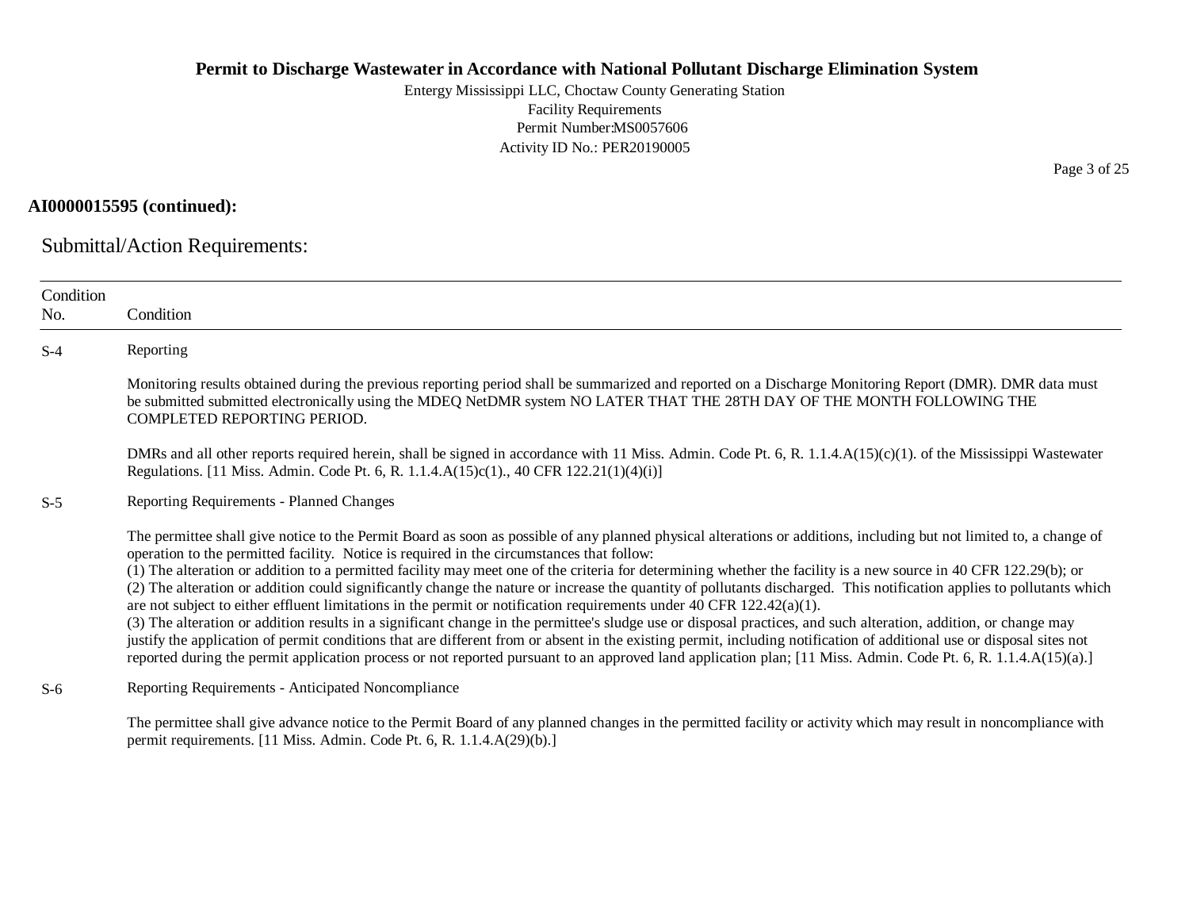**AI0000015595 (continued):**

## Submittal/Action Requirements:

| Condition No. | Condition |
|---|---|
| S-4 | Reporting<br><br>Monitoring results obtained during the previous reporting period shall be summarized and reported on a Discharge Monitoring Report (DMR). DMR data must be submitted submitted electronically using the MDEQ NetDMR system NO LATER THAT THE 28TH DAY OF THE MONTH FOLLOWING THE COMPLETED REPORTING PERIOD.<br><br>DMRs and all other reports required herein, shall be signed in accordance with 11 Miss. Admin. Code Pt. 6, R. 1.1.4.A(15)(c)(1). of the Mississippi Wastewater Regulations. [11 Miss. Admin. Code Pt. 6, R. 1.1.4.A(15)c(1)., 40 CFR 122.21(1)(4)(i)] |
| S-5 | Reporting Requirements - Planned Changes<br><br>The permittee shall give notice to the Permit Board as soon as possible of any planned physical alterations or additions, including but not limited to, a change of operation to the permitted facility. Notice is required in the circumstances that follow:<br>(1) The alteration or addition to a permitted facility may meet one of the criteria for determining whether the facility is a new source in 40 CFR 122.29(b); or<br>(2) The alteration or addition could significantly change the nature or increase the quantity of pollutants discharged. This notification applies to pollutants which are not subject to either effluent limitations in the permit or notification requirements under 40 CFR 122.42(a)(1).<br>(3) The alteration or addition results in a significant change in the permittee's sludge use or disposal practices, and such alteration, addition, or change may justify the application of permit conditions that are different from or absent in the existing permit, including notification of additional use or disposal sites not reported during the permit application process or not reported pursuant to an approved land application plan; [11 Miss. Admin. Code Pt. 6, R. 1.1.4.A(15)(a).] |
| S-6 | Reporting Requirements - Anticipated Noncompliance<br><br>The permittee shall give advance notice to the Permit Board of any planned changes in the permitted facility or activity which may result in noncompliance with permit requirements. [11 Miss. Admin. Code Pt. 6, R. 1.1.4.A(29)(b).] |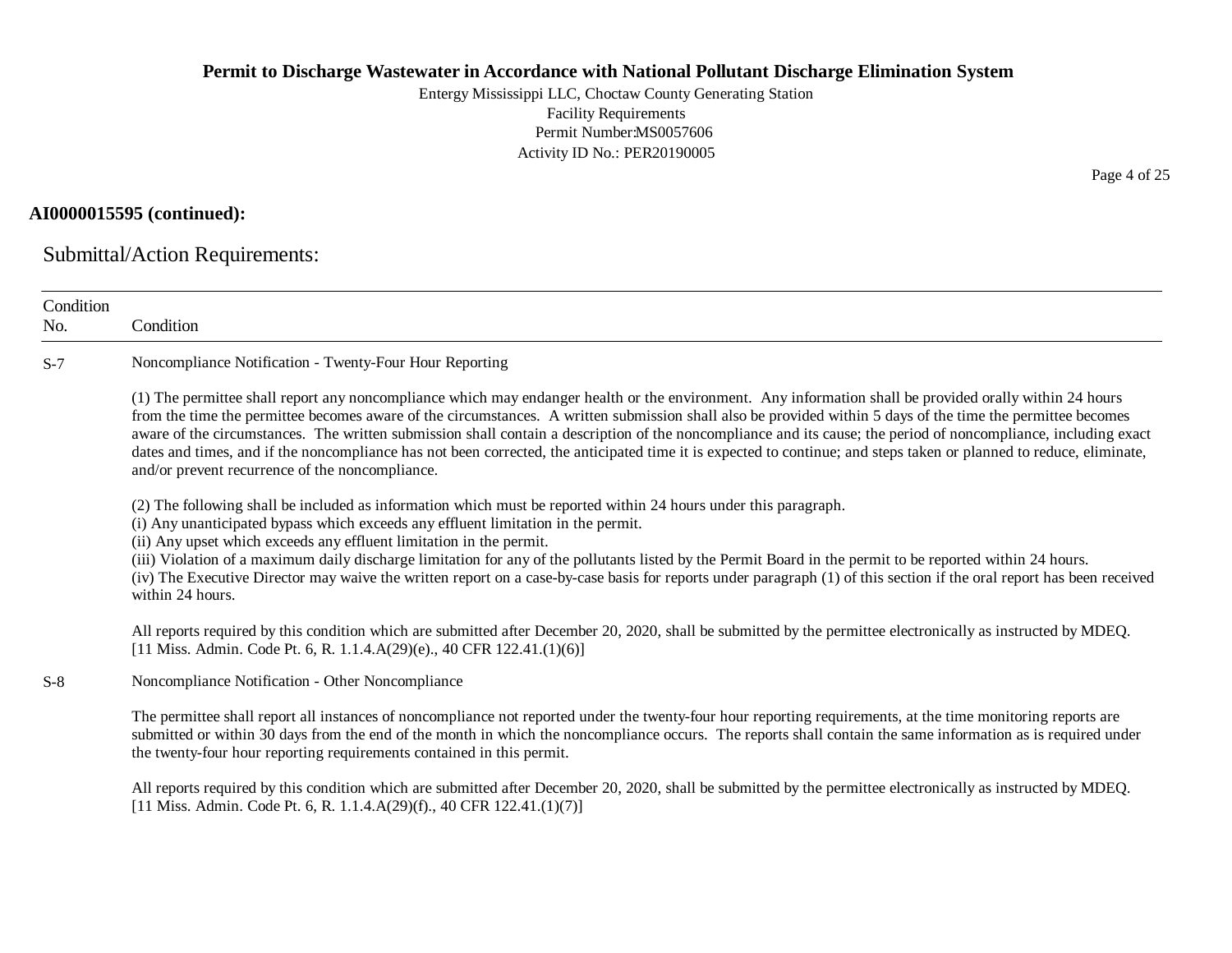**AI0000015595 (continued):**

## Submittal/Action Requirements:

| Condition No. | Condition |
|---|---|
| S-7 | Noncompliance Notification - Twenty-Four Hour Reporting<br><br>(1) The permittee shall report any noncompliance which may endanger health or the environment. Any information shall be provided orally within 24 hours from the time the permittee becomes aware of the circumstances. A written submission shall also be provided within 5 days of the time the permittee becomes aware of the circumstances. The written submission shall contain a description of the noncompliance and its cause; the period of noncompliance, including exact dates and times, and if the noncompliance has not been corrected, the anticipated time it is expected to continue; and steps taken or planned to reduce, eliminate, and/or prevent recurrence of the noncompliance.<br><br>(2) The following shall be included as information which must be reported within 24 hours under this paragraph.<br>(i) Any unanticipated bypass which exceeds any effluent limitation in the permit.<br>(ii) Any upset which exceeds any effluent limitation in the permit.<br>(iii) Violation of a maximum daily discharge limitation for any of the pollutants listed by the Permit Board in the permit to be reported within 24 hours.<br>(iv) The Executive Director may waive the written report on a case-by-case basis for reports under paragraph (1) of this section if the oral report has been received within 24 hours.<br><br>All reports required by this condition which are submitted after December 20, 2020, shall be submitted by the permittee electronically as instructed by MDEQ.<br>[11 Miss. Admin. Code Pt. 6, R. 1.1.4.A(29)(e)., 40 CFR 122.41.(1)(6)] |
| S-8 | Noncompliance Notification - Other Noncompliance<br><br>The permittee shall report all instances of noncompliance not reported under the twenty-four hour reporting requirements, at the time monitoring reports are submitted or within 30 days from the end of the month in which the noncompliance occurs. The reports shall contain the same information as is required under the twenty-four hour reporting requirements contained in this permit.<br><br>All reports required by this condition which are submitted after December 20, 2020, shall be submitted by the permittee electronically as instructed by MDEQ.<br>[11 Miss. Admin. Code Pt. 6, R. 1.1.4.A(29)(f)., 40 CFR 122.41.(1)(7)] |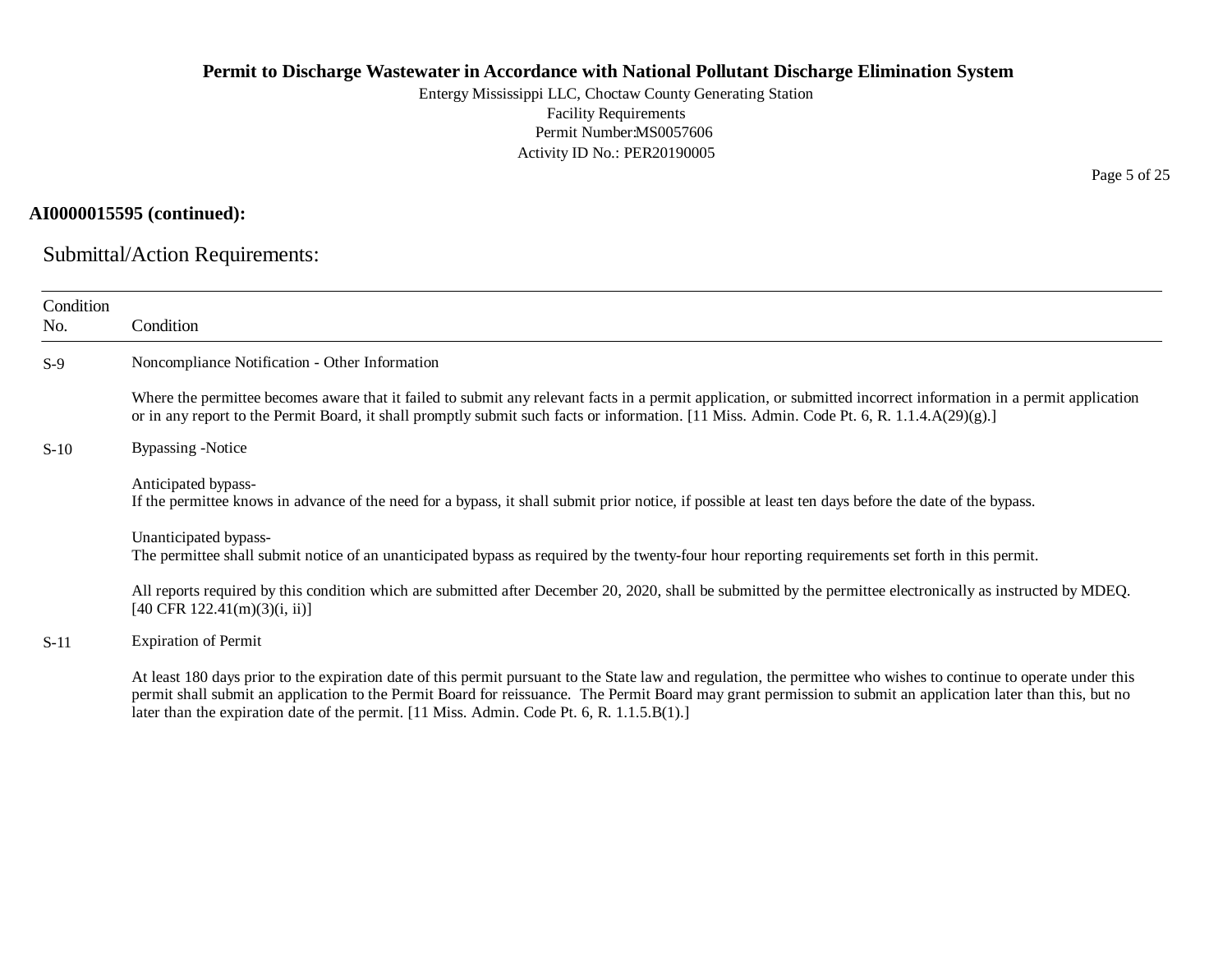**AI0000015595 (continued):**

## Submittal/Action Requirements:

| Condition No. | Condition |
|---|---|
| S-9 | Noncompliance Notification - Other Information<br><br>Where the permittee becomes aware that it failed to submit any relevant facts in a permit application, or submitted incorrect information in a permit application or in any report to the Permit Board, it shall promptly submit such facts or information. [11 Miss. Admin. Code Pt. 6, R. 1.1.4.A(29)(g).] |
| S-10 | Bypassing -Notice<br><br>Anticipated bypass-<br>If the permittee knows in advance of the need for a bypass, it shall submit prior notice, if possible at least ten days before the date of the bypass.<br><br>Unanticipated bypass-<br>The permittee shall submit notice of an unanticipated bypass as required by the twenty-four hour reporting requirements set forth in this permit.<br><br>All reports required by this condition which are submitted after December 20, 2020, shall be submitted by the permittee electronically as instructed by MDEQ. [40 CFR 122.41(m)(3)(i, ii)] |
| S-11 | Expiration of Permit<br><br>At least 180 days prior to the expiration date of this permit pursuant to the State law and regulation, the permittee who wishes to continue to operate under this permit shall submit an application to the Permit Board for reissuance. The Permit Board may grant permission to submit an application later than this, but no later than the expiration date of the permit. [11 Miss. Admin. Code Pt. 6, R. 1.1.5.B(1).] |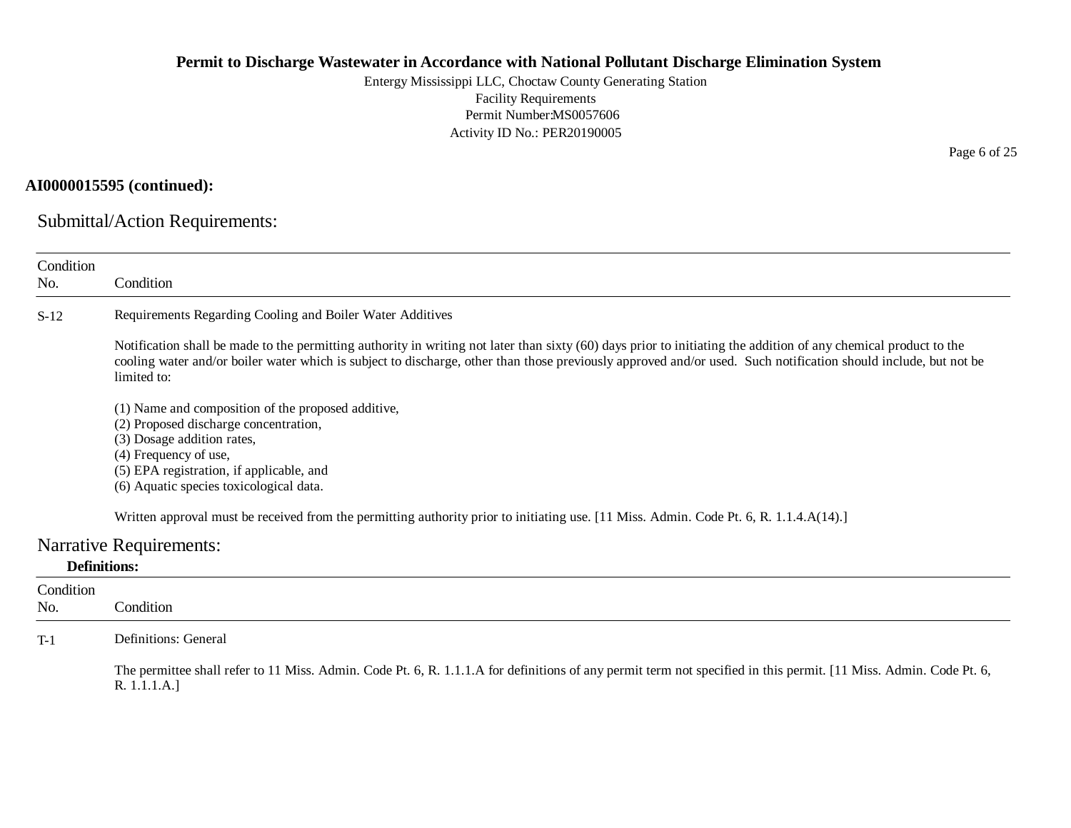**AI0000015595 (continued):**

## Submittal/Action Requirements:

| Condition No. | Condition |
|---|---|
| S-12 | Requirements Regarding Cooling and Boiler Water Additives<br><br>Notification shall be made to the permitting authority in writing not later than sixty (60) days prior to initiating the addition of any chemical product to the cooling water and/or boiler water which is subject to discharge, other than those previously approved and/or used. Such notification should include, but not be limited to:<br><br>(1) Name and composition of the proposed additive,<br>(2) Proposed discharge concentration,<br>(3) Dosage addition rates,<br>(4) Frequency of use,<br>(5) EPA registration, if applicable, and<br>(6) Aquatic species toxicological data.<br><br>Written approval must be received from the permitting authority prior to initiating use. [11 Miss. Admin. Code Pt. 6, R. 1.1.4.A(14).] |

## Narrative Requirements:

**Definitions:**

| Condition No. | Condition |
|---|---|
| T-1 | Definitions: General<br><br>The permittee shall refer to 11 Miss. Admin. Code Pt. 6, R. 1.1.1.A for definitions of any permit term not specified in this permit. [11 Miss. Admin. Code Pt. 6, R. 1.1.1.A.] |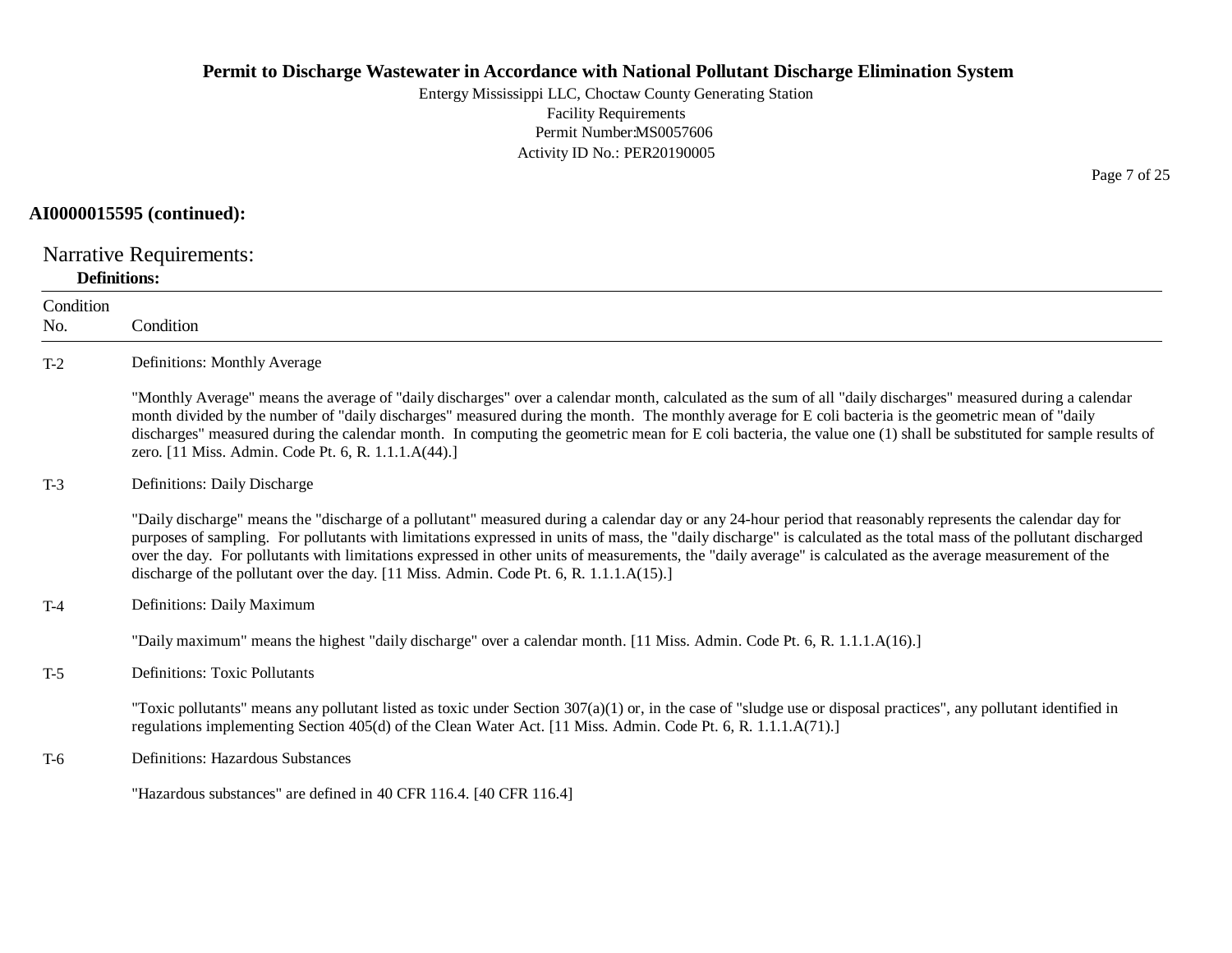**AI0000015595 (continued):**

## Narrative Requirements:

**Definitions:**

| Condition No. | Condition |
|---|---|
| T-2 | Definitions: Monthly Average<br><br>"Monthly Average" means the average of "daily discharges" over a calendar month, calculated as the sum of all "daily discharges" measured during a calendar month divided by the number of "daily discharges" measured during the month. The monthly average for E coli bacteria is the geometric mean of "daily discharges" measured during the calendar month. In computing the geometric mean for E coli bacteria, the value one (1) shall be substituted for sample results of zero. [11 Miss. Admin. Code Pt. 6, R. 1.1.1.A(44).] |
| T-3 | Definitions: Daily Discharge<br><br>"Daily discharge" means the "discharge of a pollutant" measured during a calendar day or any 24-hour period that reasonably represents the calendar day for purposes of sampling. For pollutants with limitations expressed in units of mass, the "daily discharge" is calculated as the total mass of the pollutant discharged over the day. For pollutants with limitations expressed in other units of measurements, the "daily average" is calculated as the average measurement of the discharge of the pollutant over the day. [11 Miss. Admin. Code Pt. 6, R. 1.1.1.A(15).] |
| T-4 | Definitions: Daily Maximum<br><br>"Daily maximum" means the highest "daily discharge" over a calendar month. [11 Miss. Admin. Code Pt. 6, R. 1.1.1.A(16).] |
| T-5 | Definitions: Toxic Pollutants<br><br>"Toxic pollutants" means any pollutant listed as toxic under Section 307(a)(1) or, in the case of "sludge use or disposal practices", any pollutant identified in regulations implementing Section 405(d) of the Clean Water Act. [11 Miss. Admin. Code Pt. 6, R. 1.1.1.A(71).] |
| T-6 | Definitions: Hazardous Substances<br><br>"Hazardous substances" are defined in 40 CFR 116.4. [40 CFR 116.4] |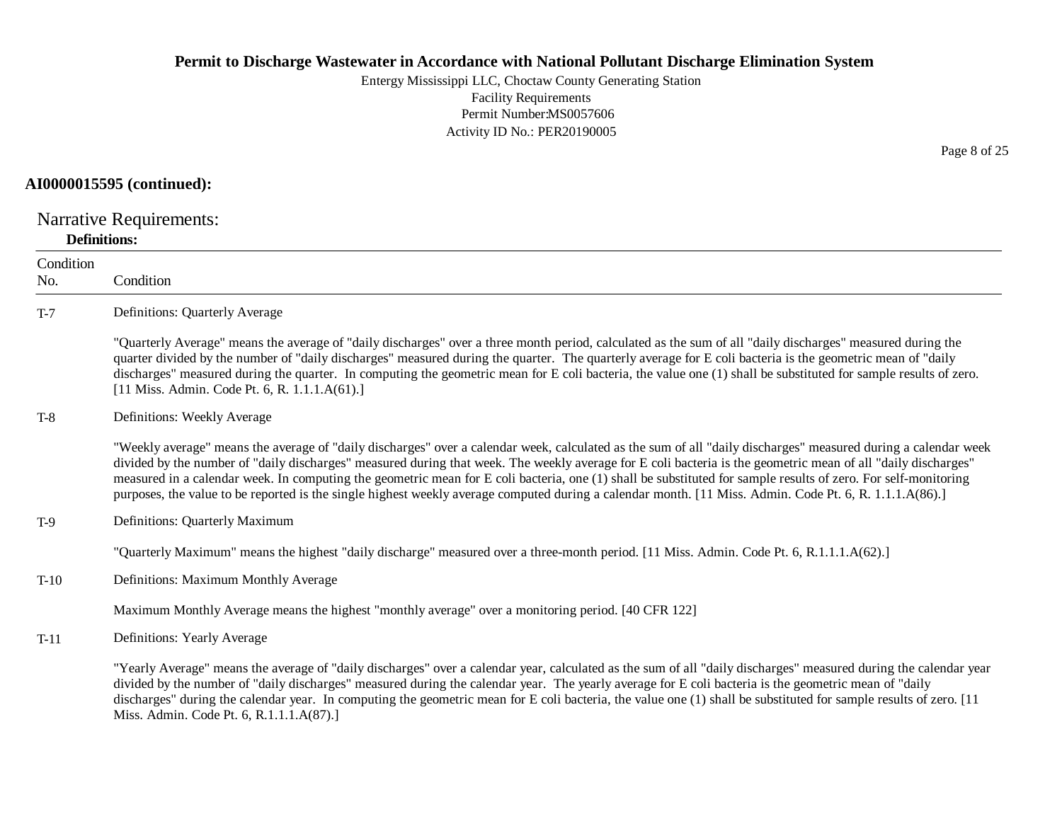**AI0000015595 (continued):**

## Narrative Requirements:

**Definitions:**

| Condition No. | Condition |
|---|---|
| T-7 | Definitions: Quarterly Average<br><br>"Quarterly Average" means the average of "daily discharges" over a three month period, calculated as the sum of all "daily discharges" measured during the quarter divided by the number of "daily discharges" measured during the quarter. The quarterly average for E coli bacteria is the geometric mean of "daily discharges" measured during the quarter. In computing the geometric mean for E coli bacteria, the value one (1) shall be substituted for sample results of zero. [11 Miss. Admin. Code Pt. 6, R. 1.1.1.A(61).] |
| T-8 | Definitions: Weekly Average<br><br>"Weekly average" means the average of "daily discharges" over a calendar week, calculated as the sum of all "daily discharges" measured during a calendar week divided by the number of "daily discharges" measured during that week. The weekly average for E coli bacteria is the geometric mean of all "daily discharges" measured in a calendar week. In computing the geometric mean for E coli bacteria, one (1) shall be substituted for sample results of zero. For self-monitoring purposes, the value to be reported is the single highest weekly average computed during a calendar month. [11 Miss. Admin. Code Pt. 6, R. 1.1.1.A(86).] |
| T-9 | Definitions: Quarterly Maximum<br><br>"Quarterly Maximum" means the highest "daily discharge" measured over a three-month period. [11 Miss. Admin. Code Pt. 6, R.1.1.1.A(62).] |
| T-10 | Definitions: Maximum Monthly Average<br><br>Maximum Monthly Average means the highest "monthly average" over a monitoring period. [40 CFR 122] |
| T-11 | Definitions: Yearly Average<br><br>"Yearly Average" means the average of "daily discharges" over a calendar year, calculated as the sum of all "daily discharges" measured during the calendar year divided by the number of "daily discharges" measured during the calendar year. The yearly average for E coli bacteria is the geometric mean of "daily discharges" during the calendar year. In computing the geometric mean for E coli bacteria, the value one (1) shall be substituted for sample results of zero. [11 Miss. Admin. Code Pt. 6, R.1.1.1.A(87).] |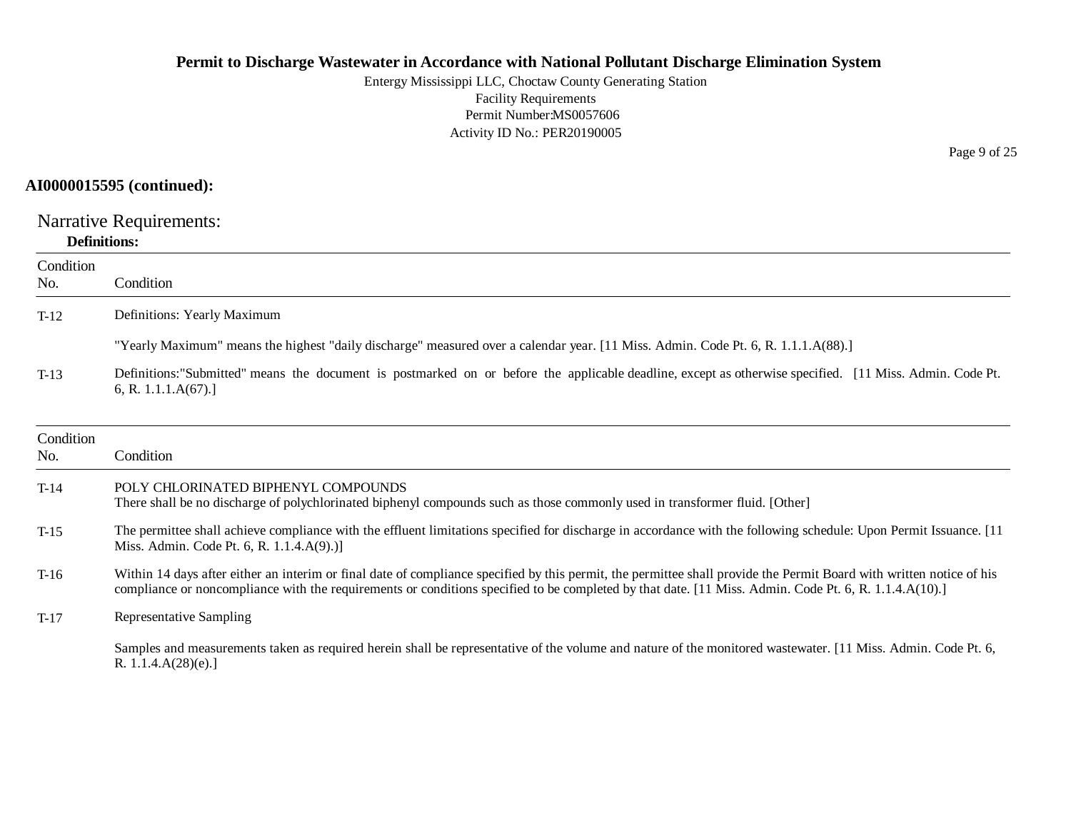**AI0000015595 (continued):**

## Narrative Requirements:

**Definitions:**

| Condition No. | Condition |
|---|---|
| T-12 | Definitions: Yearly Maximum<br><br>"Yearly Maximum" means the highest "daily discharge" measured over a calendar year. [11 Miss. Admin. Code Pt. 6, R. 1.1.1.A(88).] |
| T-13 | Definitions:"Submitted" means the document is postmarked on or before the applicable deadline, except as otherwise specified. [11 Miss. Admin. Code Pt. 6, R. 1.1.1.A(67).] |

| Condition No. | Condition |
|---|---|
| T-14 | POLY CHLORINATED BIPHENYL COMPOUNDS<br>There shall be no discharge of polychlorinated biphenyl compounds such as those commonly used in transformer fluid. [Other] |
| T-15 | The permittee shall achieve compliance with the effluent limitations specified for discharge in accordance with the following schedule: Upon Permit Issuance. [11 Miss. Admin. Code Pt. 6, R. 1.1.4.A(9).)] |
| T-16 | Within 14 days after either an interim or final date of compliance specified by this permit, the permittee shall provide the Permit Board with written notice of his compliance or noncompliance with the requirements or conditions specified to be completed by that date. [11 Miss. Admin. Code Pt. 6, R. 1.1.4.A(10).] |
| T-17 | Representative Sampling<br><br>Samples and measurements taken as required herein shall be representative of the volume and nature of the monitored wastewater. [11 Miss. Admin. Code Pt. 6, R. 1.1.4.A(28)(e).] |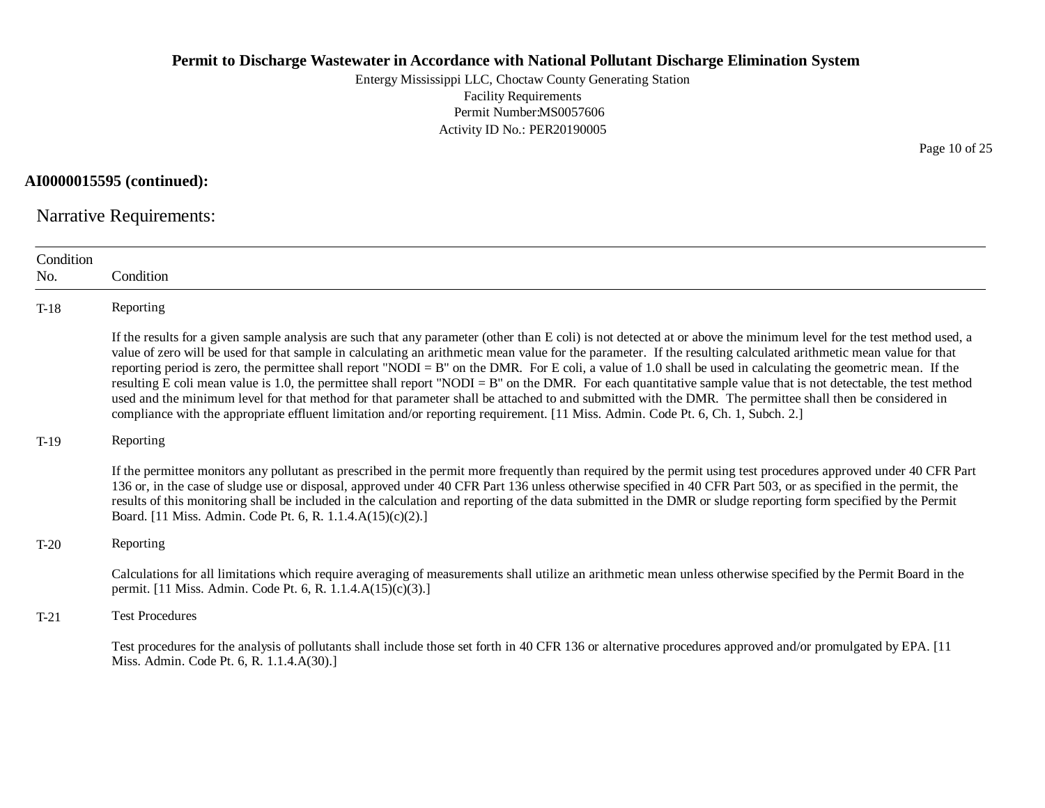**AI0000015595 (continued):**

## Narrative Requirements:

| Condition No. | Condition |
|---|---|
| T-18 | Reporting<br><br>If the results for a given sample analysis are such that any parameter (other than E coli) is not detected at or above the minimum level for the test method used, a value of zero will be used for that sample in calculating an arithmetic mean value for the parameter. If the resulting calculated arithmetic mean value for that reporting period is zero, the permittee shall report "NODI = B" on the DMR. For E coli, a value of 1.0 shall be used in calculating the geometric mean. If the resulting E coli mean value is 1.0, the permittee shall report "NODI = B" on the DMR. For each quantitative sample value that is not detectable, the test method used and the minimum level for that method for that parameter shall be attached to and submitted with the DMR. The permittee shall then be considered in compliance with the appropriate effluent limitation and/or reporting requirement. [11 Miss. Admin. Code Pt. 6, Ch. 1, Subch. 2.] |
| T-19 | Reporting<br><br>If the permittee monitors any pollutant as prescribed in the permit more frequently than required by the permit using test procedures approved under 40 CFR Part 136 or, in the case of sludge use or disposal, approved under 40 CFR Part 136 unless otherwise specified in 40 CFR Part 503, or as specified in the permit, the results of this monitoring shall be included in the calculation and reporting of the data submitted in the DMR or sludge reporting form specified by the Permit Board. [11 Miss. Admin. Code Pt. 6, R. 1.1.4.A(15)(c)(2).] |
| T-20 | Reporting<br><br>Calculations for all limitations which require averaging of measurements shall utilize an arithmetic mean unless otherwise specified by the Permit Board in the permit. [11 Miss. Admin. Code Pt. 6, R. 1.1.4.A(15)(c)(3).] |
| T-21 | Test Procedures<br><br>Test procedures for the analysis of pollutants shall include those set forth in 40 CFR 136 or alternative procedures approved and/or promulgated by EPA. [11 Miss. Admin. Code Pt. 6, R. 1.1.4.A(30).] |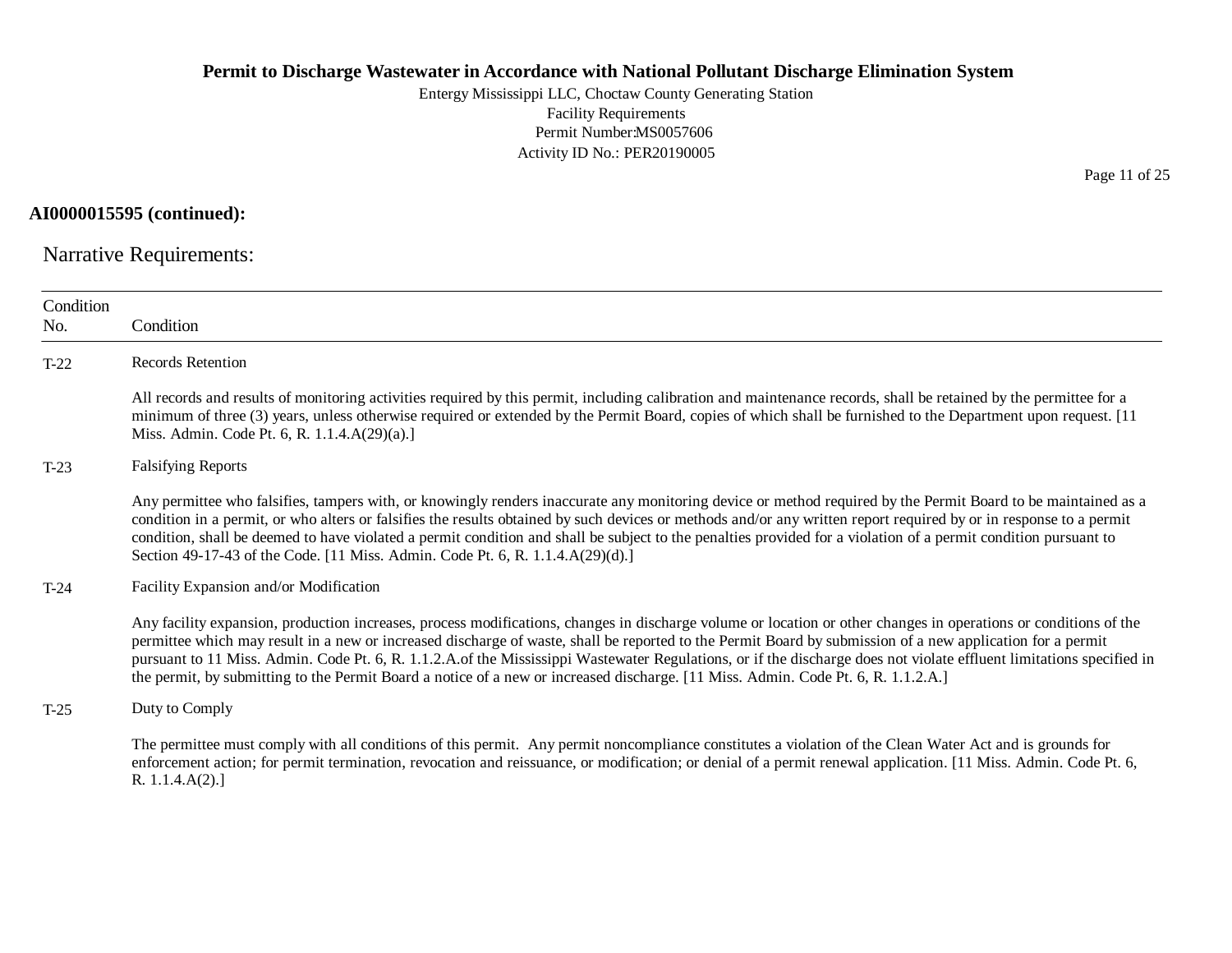**AI0000015595 (continued):**

## Narrative Requirements:

| Condition No. | Condition |
|---|---|
| T-22 | Records Retention<br><br>All records and results of monitoring activities required by this permit, including calibration and maintenance records, shall be retained by the permittee for a minimum of three (3) years, unless otherwise required or extended by the Permit Board, copies of which shall be furnished to the Department upon request. [11 Miss. Admin. Code Pt. 6, R. 1.1.4.A(29)(a).] |
| T-23 | Falsifying Reports<br><br>Any permittee who falsifies, tampers with, or knowingly renders inaccurate any monitoring device or method required by the Permit Board to be maintained as a condition in a permit, or who alters or falsifies the results obtained by such devices or methods and/or any written report required by or in response to a permit condition, shall be deemed to have violated a permit condition and shall be subject to the penalties provided for a violation of a permit condition pursuant to Section 49-17-43 of the Code. [11 Miss. Admin. Code Pt. 6, R. 1.1.4.A(29)(d).] |
| T-24 | Facility Expansion and/or Modification<br><br>Any facility expansion, production increases, process modifications, changes in discharge volume or location or other changes in operations or conditions of the permittee which may result in a new or increased discharge of waste, shall be reported to the Permit Board by submission of a new application for a permit pursuant to 11 Miss. Admin. Code Pt. 6, R. 1.1.2.A.of the Mississippi Wastewater Regulations, or if the discharge does not violate effluent limitations specified in the permit, by submitting to the Permit Board a notice of a new or increased discharge. [11 Miss. Admin. Code Pt. 6, R. 1.1.2.A.] |
| T-25 | Duty to Comply<br><br>The permittee must comply with all conditions of this permit. Any permit noncompliance constitutes a violation of the Clean Water Act and is grounds for enforcement action; for permit termination, revocation and reissuance, or modification; or denial of a permit renewal application. [11 Miss. Admin. Code Pt. 6, R. 1.1.4.A(2).] |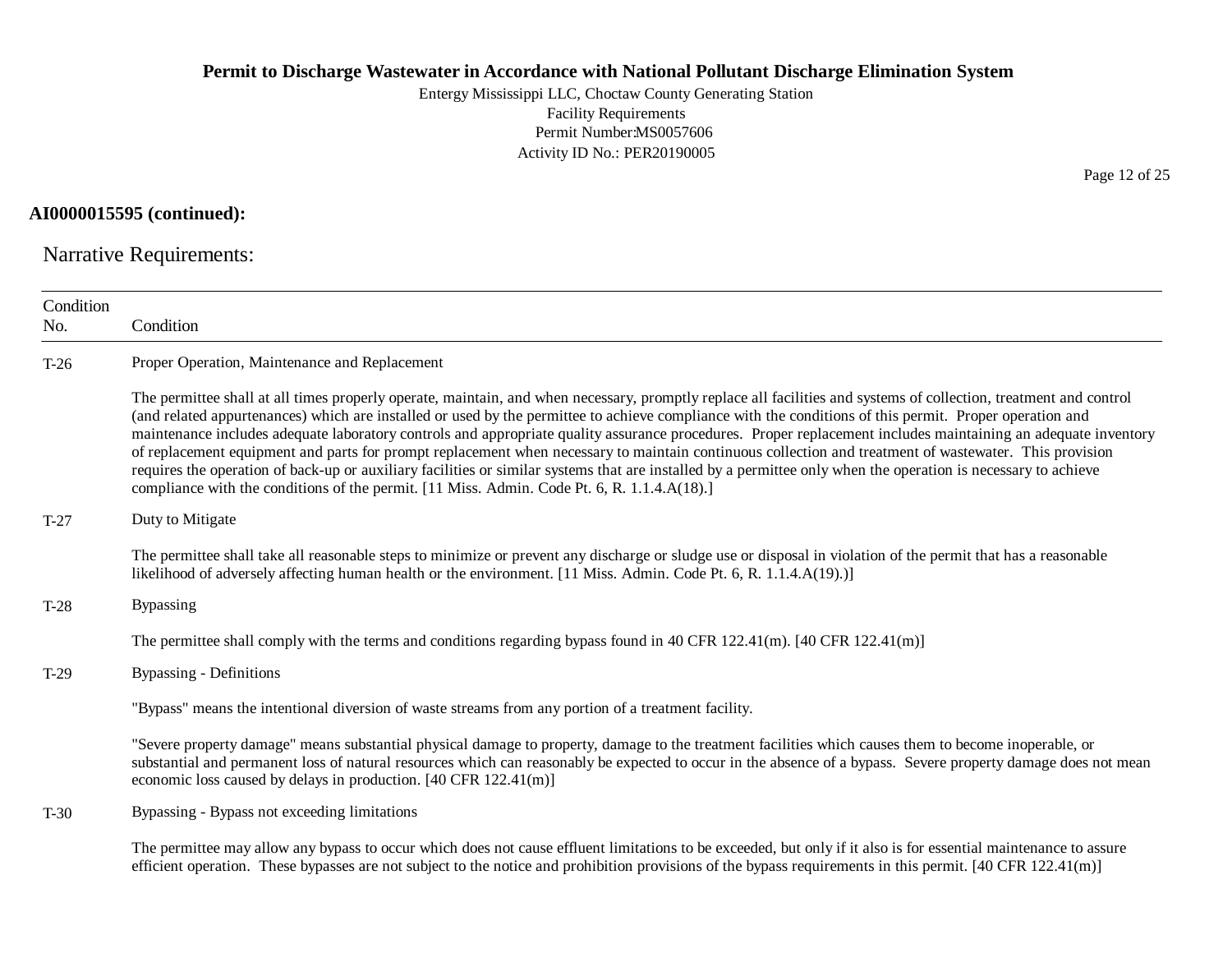**AI0000015595 (continued):**

## Narrative Requirements:

| Condition No. | Condition |
|---|---|
| T-26 | Proper Operation, Maintenance and Replacement<br><br>The permittee shall at all times properly operate, maintain, and when necessary, promptly replace all facilities and systems of collection, treatment and control (and related appurtenances) which are installed or used by the permittee to achieve compliance with the conditions of this permit. Proper operation and maintenance includes adequate laboratory controls and appropriate quality assurance procedures. Proper replacement includes maintaining an adequate inventory of replacement equipment and parts for prompt replacement when necessary to maintain continuous collection and treatment of wastewater. This provision requires the operation of back-up or auxiliary facilities or similar systems that are installed by a permittee only when the operation is necessary to achieve compliance with the conditions of the permit. [11 Miss. Admin. Code Pt. 6, R. 1.1.4.A(18).] |
| T-27 | Duty to Mitigate<br><br>The permittee shall take all reasonable steps to minimize or prevent any discharge or sludge use or disposal in violation of the permit that has a reasonable likelihood of adversely affecting human health or the environment. [11 Miss. Admin. Code Pt. 6, R. 1.1.4.A(19).)] |
| T-28 | Bypassing<br><br>The permittee shall comply with the terms and conditions regarding bypass found in 40 CFR 122.41(m). [40 CFR 122.41(m)] |
| T-29 | Bypassing - Definitions<br><br>"Bypass" means the intentional diversion of waste streams from any portion of a treatment facility.<br><br>"Severe property damage" means substantial physical damage to property, damage to the treatment facilities which causes them to become inoperable, or substantial and permanent loss of natural resources which can reasonably be expected to occur in the absence of a bypass. Severe property damage does not mean economic loss caused by delays in production. [40 CFR 122.41(m)] |
| T-30 | Bypassing - Bypass not exceeding limitations<br><br>The permittee may allow any bypass to occur which does not cause effluent limitations to be exceeded, but only if it also is for essential maintenance to assure efficient operation. These bypasses are not subject to the notice and prohibition provisions of the bypass requirements in this permit. [40 CFR 122.41(m)] |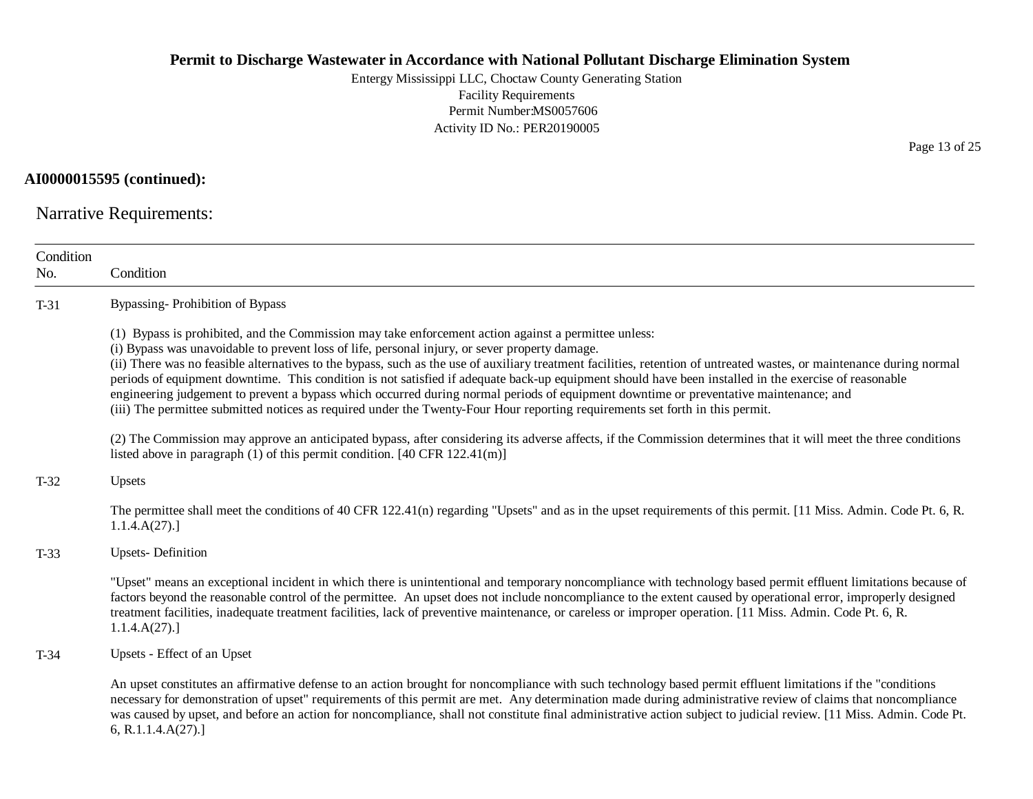**AI0000015595 (continued):**

## Narrative Requirements:

| Condition No. | Condition |
|---|---|
| T-31 | Bypassing- Prohibition of Bypass<br><br>(1) Bypass is prohibited, and the Commission may take enforcement action against a permittee unless:<br>(i) Bypass was unavoidable to prevent loss of life, personal injury, or sever property damage.<br>(ii) There was no feasible alternatives to the bypass, such as the use of auxiliary treatment facilities, retention of untreated wastes, or maintenance during normal periods of equipment downtime. This condition is not satisfied if adequate back-up equipment should have been installed in the exercise of reasonable engineering judgement to prevent a bypass which occurred during normal periods of equipment downtime or preventative maintenance; and<br>(iii) The permittee submitted notices as required under the Twenty-Four Hour reporting requirements set forth in this permit.<br><br>(2) The Commission may approve an anticipated bypass, after considering its adverse affects, if the Commission determines that it will meet the three conditions listed above in paragraph (1) of this permit condition. [40 CFR 122.41(m)] |
| T-32 | Upsets<br><br>The permittee shall meet the conditions of 40 CFR 122.41(n) regarding "Upsets" and as in the upset requirements of this permit. [11 Miss. Admin. Code Pt. 6, R. 1.1.4.A(27).] |
| T-33 | Upsets- Definition<br><br>"Upset" means an exceptional incident in which there is unintentional and temporary noncompliance with technology based permit effluent limitations because of factors beyond the reasonable control of the permittee. An upset does not include noncompliance to the extent caused by operational error, improperly designed treatment facilities, inadequate treatment facilities, lack of preventive maintenance, or careless or improper operation. [11 Miss. Admin. Code Pt. 6, R. 1.1.4.A(27).] |
| T-34 | Upsets - Effect of an Upset<br><br>An upset constitutes an affirmative defense to an action brought for noncompliance with such technology based permit effluent limitations if the "conditions necessary for demonstration of upset" requirements of this permit are met. Any determination made during administrative review of claims that noncompliance was caused by upset, and before an action for noncompliance, shall not constitute final administrative action subject to judicial review. [11 Miss. Admin. Code Pt. 6, R.1.1.4.A(27).] |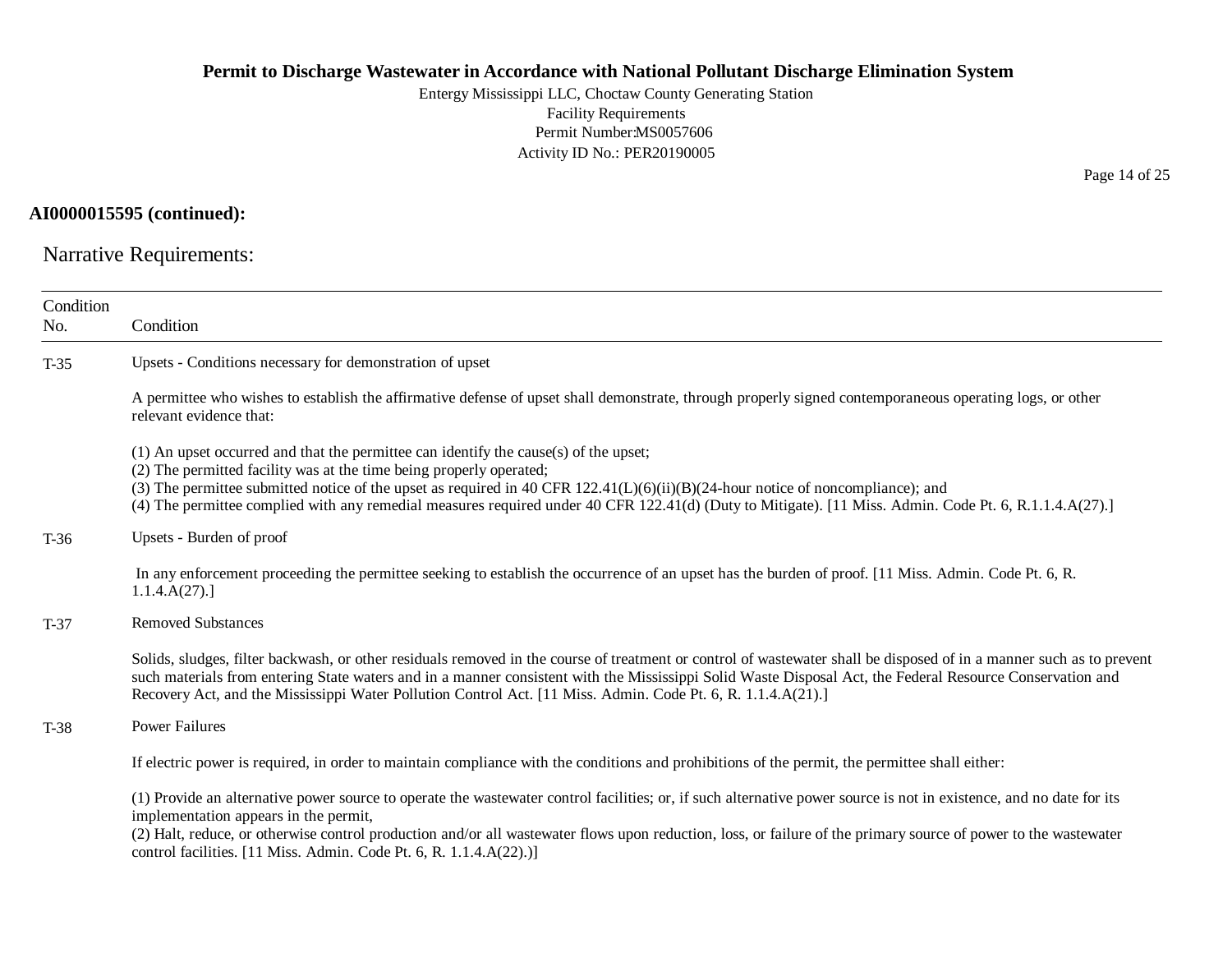**AI0000015595 (continued):**

## Narrative Requirements:

| Condition No. | Condition |
|---|---|
| T-35 | Upsets - Conditions necessary for demonstration of upset<br><br>A permittee who wishes to establish the affirmative defense of upset shall demonstrate, through properly signed contemporaneous operating logs, or other relevant evidence that:<br><br>(1) An upset occurred and that the permittee can identify the cause(s) of the upset;<br>(2) The permitted facility was at the time being properly operated;<br>(3) The permittee submitted notice of the upset as required in 40 CFR 122.41(L)(6)(ii)(B)(24-hour notice of noncompliance); and<br>(4) The permittee complied with any remedial measures required under 40 CFR 122.41(d) (Duty to Mitigate). [11 Miss. Admin. Code Pt. 6, R.1.1.4.A(27).] |
| T-36 | Upsets - Burden of proof<br><br>In any enforcement proceeding the permittee seeking to establish the occurrence of an upset has the burden of proof. [11 Miss. Admin. Code Pt. 6, R. 1.1.4.A(27).] |
| T-37 | Removed Substances<br><br>Solids, sludges, filter backwash, or other residuals removed in the course of treatment or control of wastewater shall be disposed of in a manner such as to prevent such materials from entering State waters and in a manner consistent with the Mississippi Solid Waste Disposal Act, the Federal Resource Conservation and Recovery Act, and the Mississippi Water Pollution Control Act. [11 Miss. Admin. Code Pt. 6, R. 1.1.4.A(21).] |
| T-38 | Power Failures<br><br>If electric power is required, in order to maintain compliance with the conditions and prohibitions of the permit, the permittee shall either:<br><br>(1) Provide an alternative power source to operate the wastewater control facilities; or, if such alternative power source is not in existence, and no date for its implementation appears in the permit,<br>(2) Halt, reduce, or otherwise control production and/or all wastewater flows upon reduction, loss, or failure of the primary source of power to the wastewater control facilities. [11 Miss. Admin. Code Pt. 6, R. 1.1.4.A(22).)] |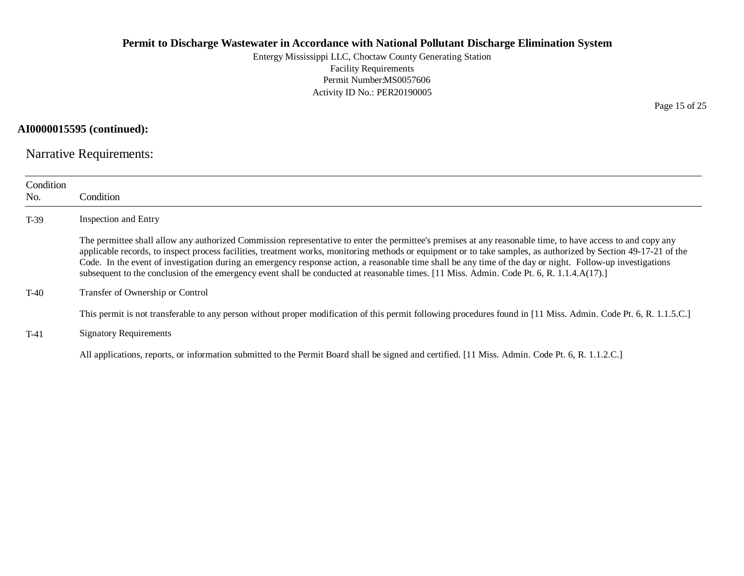**AI0000015595 (continued):**

## Narrative Requirements:

| Condition No. | Condition |
|---|---|
| T-39 | Inspection and Entry<br><br>The permittee shall allow any authorized Commission representative to enter the permittee's premises at any reasonable time, to have access to and copy any applicable records, to inspect process facilities, treatment works, monitoring methods or equipment or to take samples, as authorized by Section 49-17-21 of the Code. In the event of investigation during an emergency response action, a reasonable time shall be any time of the day or night. Follow-up investigations subsequent to the conclusion of the emergency event shall be conducted at reasonable times. [11 Miss. Admin. Code Pt. 6, R. 1.1.4.A(17).] |
| T-40 | Transfer of Ownership or Control<br><br>This permit is not transferable to any person without proper modification of this permit following procedures found in [11 Miss. Admin. Code Pt. 6, R. 1.1.5.C.] |
| T-41 | Signatory Requirements<br><br>All applications, reports, or information submitted to the Permit Board shall be signed and certified. [11 Miss. Admin. Code Pt. 6, R. 1.1.2.C.] |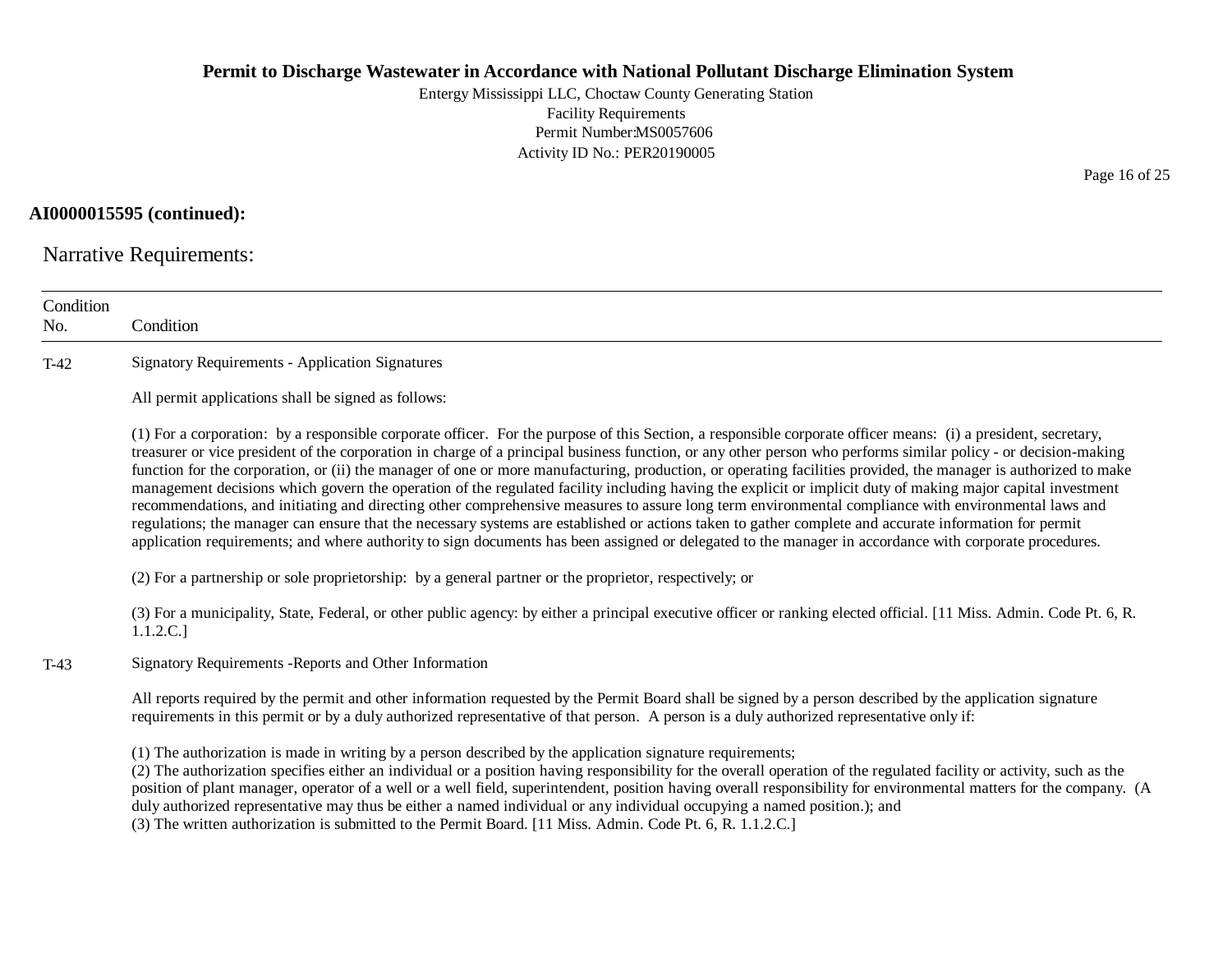**AI0000015595 (continued):**

## Narrative Requirements:

| Condition No. | Condition |
|---|---|
| T-42 | Signatory Requirements - Application Signatures<br><br>All permit applications shall be signed as follows:<br><br>(1) For a corporation: by a responsible corporate officer. For the purpose of this Section, a responsible corporate officer means: (i) a president, secretary, treasurer or vice president of the corporation in charge of a principal business function, or any other person who performs similar policy - or decision-making function for the corporation, or (ii) the manager of one or more manufacturing, production, or operating facilities provided, the manager is authorized to make management decisions which govern the operation of the regulated facility including having the explicit or implicit duty of making major capital investment recommendations, and initiating and directing other comprehensive measures to assure long term environmental compliance with environmental laws and regulations; the manager can ensure that the necessary systems are established or actions taken to gather complete and accurate information for permit application requirements; and where authority to sign documents has been assigned or delegated to the manager in accordance with corporate procedures.<br><br>(2) For a partnership or sole proprietorship: by a general partner or the proprietor, respectively; or<br><br>(3) For a municipality, State, Federal, or other public agency: by either a principal executive officer or ranking elected official. [11 Miss. Admin. Code Pt. 6, R. 1.1.2.C.] |
| T-43 | Signatory Requirements -Reports and Other Information<br><br>All reports required by the permit and other information requested by the Permit Board shall be signed by a person described by the application signature requirements in this permit or by a duly authorized representative of that person. A person is a duly authorized representative only if:<br><br>(1) The authorization is made in writing by a person described by the application signature requirements;<br>(2) The authorization specifies either an individual or a position having responsibility for the overall operation of the regulated facility or activity, such as the position of plant manager, operator of a well or a well field, superintendent, position having overall responsibility for environmental matters for the company. (A duly authorized representative may thus be either a named individual or any individual occupying a named position.); and<br>(3) The written authorization is submitted to the Permit Board. [11 Miss. Admin. Code Pt. 6, R. 1.1.2.C.] |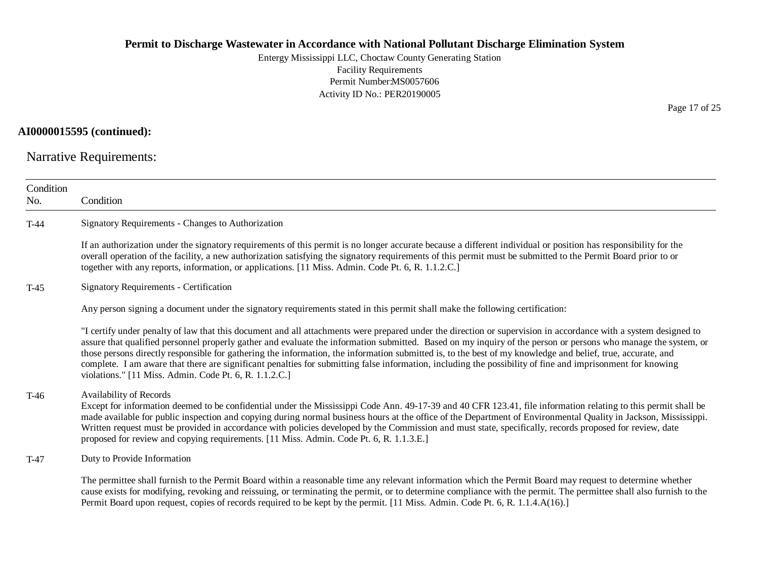**AI0000015595 (continued):**

## Narrative Requirements:

| Condition No. | Condition |
| --- | --- |
| T-44 | Signatory Requirements - Changes to Authorization<br><br>If an authorization under the signatory requirements of this permit is no longer accurate because a different individual or position has responsibility for the overall operation of the facility, a new authorization satisfying the signatory requirements of this permit must be submitted to the Permit Board prior to or together with any reports, information, or applications. [11 Miss. Admin. Code Pt. 6, R. 1.1.2.C.] |
| T-45 | Signatory Requirements - Certification<br><br>Any person signing a document under the signatory requirements stated in this permit shall make the following certification:<br><br>"I certify under penalty of law that this document and all attachments were prepared under the direction or supervision in accordance with a system designed to assure that qualified personnel properly gather and evaluate the information submitted. Based on my inquiry of the person or persons who manage the system, or those persons directly responsible for gathering the information, the information submitted is, to the best of my knowledge and belief, true, accurate, and complete. I am aware that there are significant penalties for submitting false information, including the possibility of fine and imprisonment for knowing violations." [11 Miss. Admin. Code Pt. 6, R. 1.1.2.C.] |
| T-46 | Availability of Records<br>Except for information deemed to be confidential under the Mississippi Code Ann. 49-17-39 and 40 CFR 123.41, file information relating to this permit shall be made available for public inspection and copying during normal business hours at the office of the Department of Environmental Quality in Jackson, Mississippi. Written request must be provided in accordance with policies developed by the Commission and must state, specifically, records proposed for review, date proposed for review and copying requirements. [11 Miss. Admin. Code Pt. 6, R. 1.1.3.E.] |
| T-47 | Duty to Provide Information<br><br>The permittee shall furnish to the Permit Board within a reasonable time any relevant information which the Permit Board may request to determine whether cause exists for modifying, revoking and reissuing, or terminating the permit, or to determine compliance with the permit. The permittee shall also furnish to the Permit Board upon request, copies of records required to be kept by the permit. [11 Miss. Admin. Code Pt. 6, R. 1.1.4.A(16).] |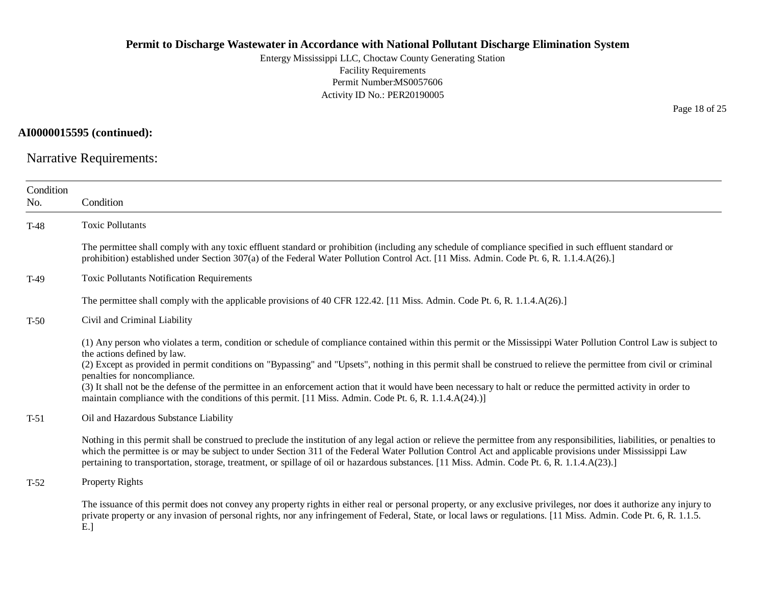**AI0000015595 (continued):**

## Narrative Requirements:

| Condition No. | Condition |
|---|---|
| T-48 | Toxic Pollutants<br><br>The permittee shall comply with any toxic effluent standard or prohibition (including any schedule of compliance specified in such effluent standard or prohibition) established under Section 307(a) of the Federal Water Pollution Control Act. [11 Miss. Admin. Code Pt. 6, R. 1.1.4.A(26).] |
| T-49 | Toxic Pollutants Notification Requirements<br><br>The permittee shall comply with the applicable provisions of 40 CFR 122.42. [11 Miss. Admin. Code Pt. 6, R. 1.1.4.A(26).] |
| T-50 | Civil and Criminal Liability<br><br>(1) Any person who violates a term, condition or schedule of compliance contained within this permit or the Mississippi Water Pollution Control Law is subject to the actions defined by law.<br>(2) Except as provided in permit conditions on "Bypassing" and "Upsets", nothing in this permit shall be construed to relieve the permittee from civil or criminal penalties for noncompliance.<br>(3) It shall not be the defense of the permittee in an enforcement action that it would have been necessary to halt or reduce the permitted activity in order to maintain compliance with the conditions of this permit. [11 Miss. Admin. Code Pt. 6, R. 1.1.4.A(24).)] |
| T-51 | Oil and Hazardous Substance Liability<br><br>Nothing in this permit shall be construed to preclude the institution of any legal action or relieve the permittee from any responsibilities, liabilities, or penalties to which the permittee is or may be subject to under Section 311 of the Federal Water Pollution Control Act and applicable provisions under Mississippi Law pertaining to transportation, storage, treatment, or spillage of oil or hazardous substances. [11 Miss. Admin. Code Pt. 6, R. 1.1.4.A(23).] |
| T-52 | Property Rights<br><br>The issuance of this permit does not convey any property rights in either real or personal property, or any exclusive privileges, nor does it authorize any injury to private property or any invasion of personal rights, nor any infringement of Federal, State, or local laws or regulations. [11 Miss. Admin. Code Pt. 6, R. 1.1.5. E.] |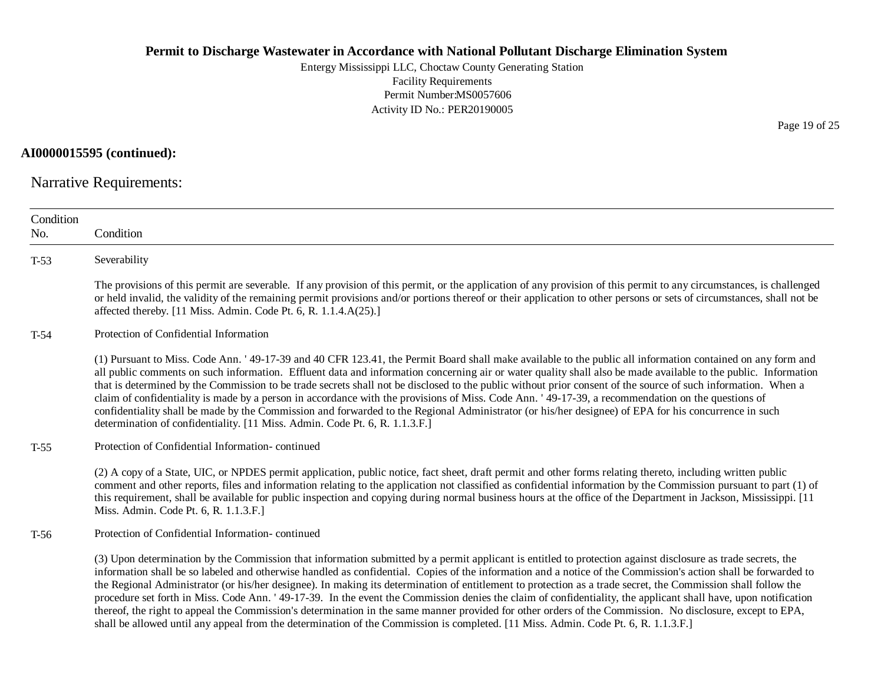**AI0000015595 (continued):**

## Narrative Requirements:

| Condition No. | Condition |
|---|---|
| T-53 | Severability<br><br>The provisions of this permit are severable. If any provision of this permit, or the application of any provision of this permit to any circumstances, is challenged or held invalid, the validity of the remaining permit provisions and/or portions thereof or their application to other persons or sets of circumstances, shall not be affected thereby. [11 Miss. Admin. Code Pt. 6, R. 1.1.4.A(25).] |
| T-54 | Protection of Confidential Information<br><br>(1) Pursuant to Miss. Code Ann. ' 49-17-39 and 40 CFR 123.41, the Permit Board shall make available to the public all information contained on any form and all public comments on such information. Effluent data and information concerning air or water quality shall also be made available to the public. Information that is determined by the Commission to be trade secrets shall not be disclosed to the public without prior consent of the source of such information. When a claim of confidentiality is made by a person in accordance with the provisions of Miss. Code Ann. ' 49-17-39, a recommendation on the questions of confidentiality shall be made by the Commission and forwarded to the Regional Administrator (or his/her designee) of EPA for his concurrence in such determination of confidentiality. [11 Miss. Admin. Code Pt. 6, R. 1.1.3.F.] |
| T-55 | Protection of Confidential Information- continued<br><br>(2) A copy of a State, UIC, or NPDES permit application, public notice, fact sheet, draft permit and other forms relating thereto, including written public comment and other reports, files and information relating to the application not classified as confidential information by the Commission pursuant to part (1) of this requirement, shall be available for public inspection and copying during normal business hours at the office of the Department in Jackson, Mississippi. [11 Miss. Admin. Code Pt. 6, R. 1.1.3.F.] |
| T-56 | Protection of Confidential Information- continued<br><br>(3) Upon determination by the Commission that information submitted by a permit applicant is entitled to protection against disclosure as trade secrets, the information shall be so labeled and otherwise handled as confidential. Copies of the information and a notice of the Commission's action shall be forwarded to the Regional Administrator (or his/her designee). In making its determination of entitlement to protection as a trade secret, the Commission shall follow the procedure set forth in Miss. Code Ann. ' 49-17-39. In the event the Commission denies the claim of confidentiality, the applicant shall have, upon notification thereof, the right to appeal the Commission's determination in the same manner provided for other orders of the Commission. No disclosure, except to EPA, shall be allowed until any appeal from the determination of the Commission is completed. [11 Miss. Admin. Code Pt. 6, R. 1.1.3.F.] |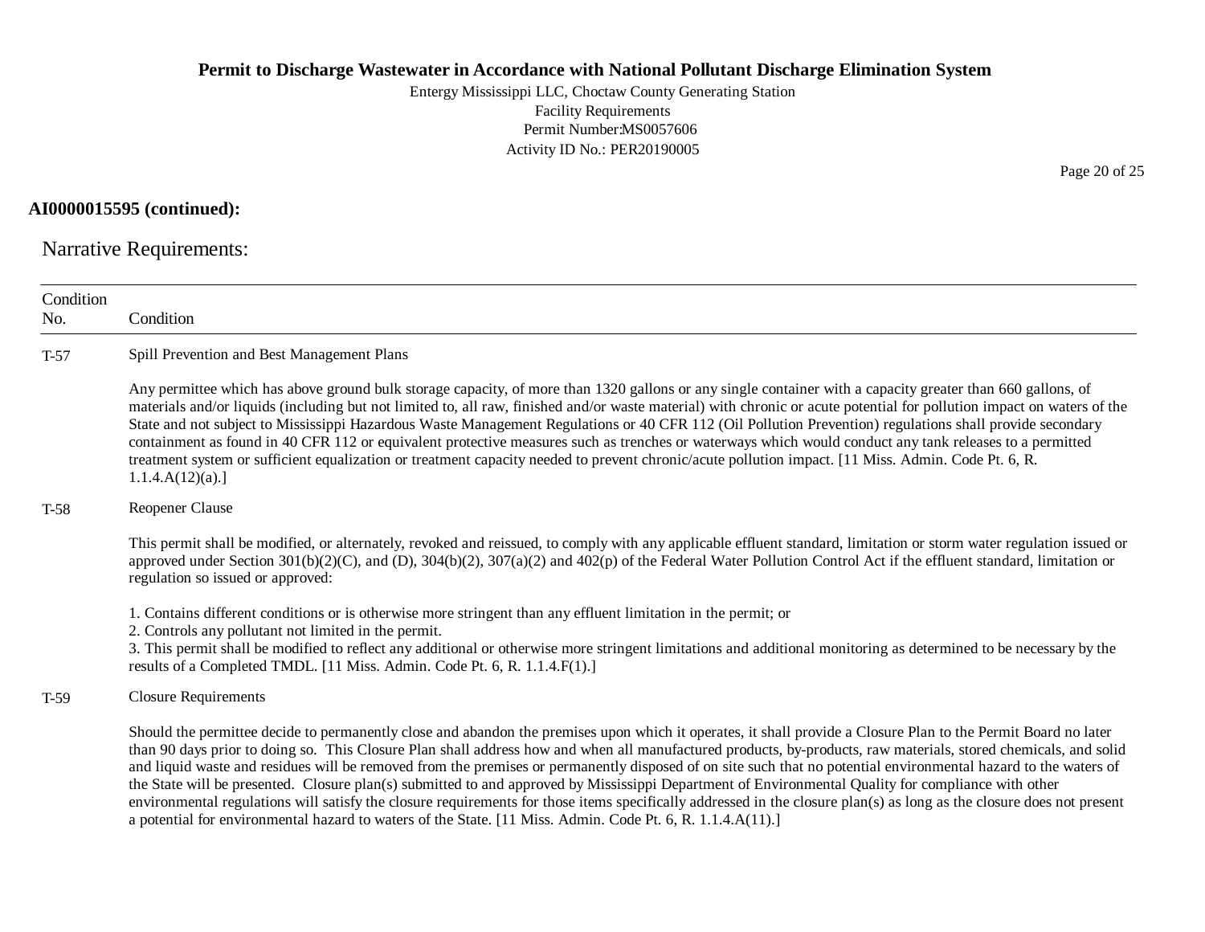**AI0000015595 (continued):**

## Narrative Requirements:

| Condition No. | Condition |
|---|---|
| T-57 | Spill Prevention and Best Management Plans<br><br>Any permittee which has above ground bulk storage capacity, of more than 1320 gallons or any single container with a capacity greater than 660 gallons, of materials and/or liquids (including but not limited to, all raw, finished and/or waste material) with chronic or acute potential for pollution impact on waters of the State and not subject to Mississippi Hazardous Waste Management Regulations or 40 CFR 112 (Oil Pollution Prevention) regulations shall provide secondary containment as found in 40 CFR 112 or equivalent protective measures such as trenches or waterways which would conduct any tank releases to a permitted treatment system or sufficient equalization or treatment capacity needed to prevent chronic/acute pollution impact. [11 Miss. Admin. Code Pt. 6, R. 1.1.4.A(12)(a).] |
| T-58 | Reopener Clause<br><br>This permit shall be modified, or alternately, revoked and reissued, to comply with any applicable effluent standard, limitation or storm water regulation issued or approved under Section 301(b)(2)(C), and (D), 304(b)(2), 307(a)(2) and 402(p) of the Federal Water Pollution Control Act if the effluent standard, limitation or regulation so issued or approved:<br><br>1. Contains different conditions or is otherwise more stringent than any effluent limitation in the permit; or<br>2. Controls any pollutant not limited in the permit.<br>3. This permit shall be modified to reflect any additional or otherwise more stringent limitations and additional monitoring as determined to be necessary by the results of a Completed TMDL. [11 Miss. Admin. Code Pt. 6, R. 1.1.4.F(1).] |
| T-59 | Closure Requirements<br><br>Should the permittee decide to permanently close and abandon the premises upon which it operates, it shall provide a Closure Plan to the Permit Board no later than 90 days prior to doing so. This Closure Plan shall address how and when all manufactured products, by-products, raw materials, stored chemicals, and solid and liquid waste and residues will be removed from the premises or permanently disposed of on site such that no potential environmental hazard to the waters of the State will be presented. Closure plan(s) submitted to and approved by Mississippi Department of Environmental Quality for compliance with other environmental regulations will satisfy the closure requirements for those items specifically addressed in the closure plan(s) as long as the closure does not present a potential for environmental hazard to waters of the State. [11 Miss. Admin. Code Pt. 6, R. 1.1.4.A(11).] |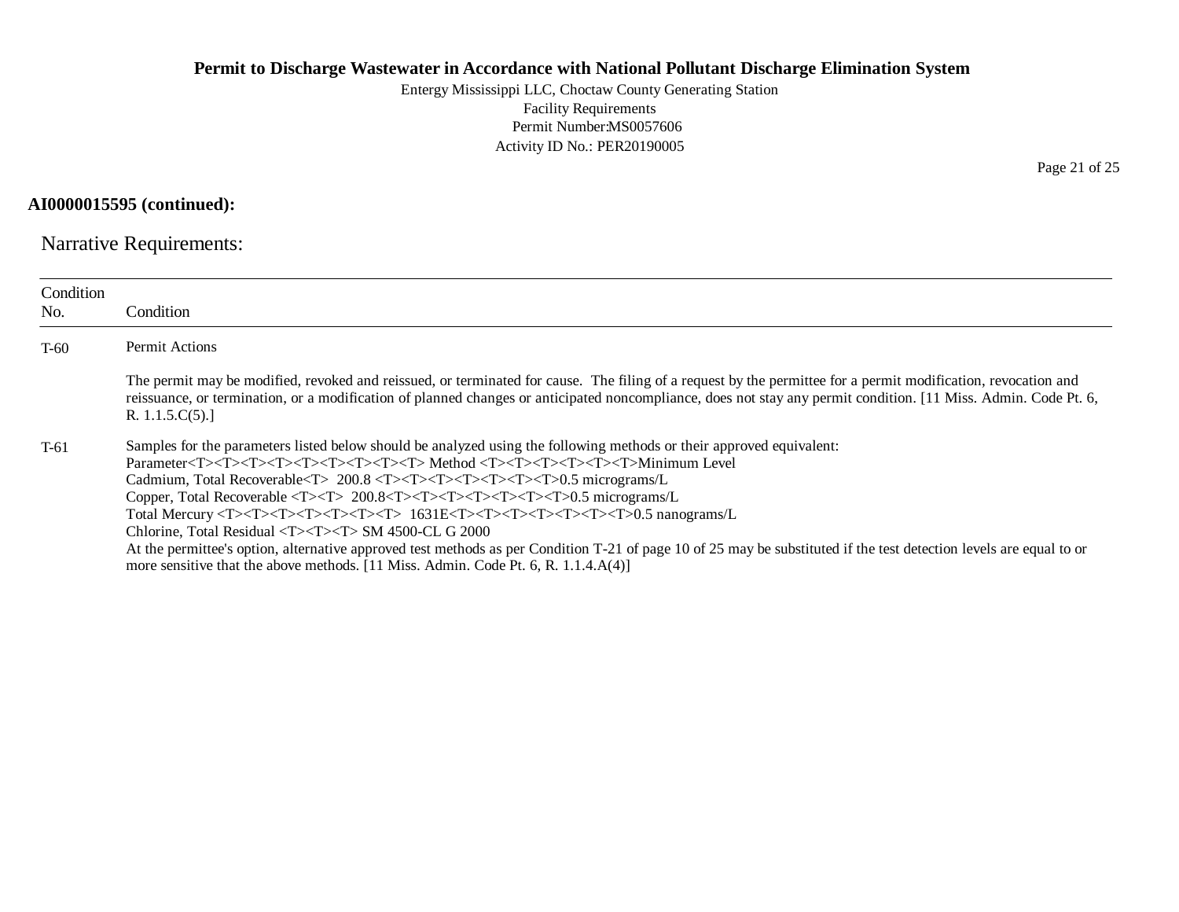**AI0000015595 (continued):**

## Narrative Requirements:

| Condition No. | Condition |
|---|---|
| T-60 | Permit Actions<br><br>The permit may be modified, revoked and reissued, or terminated for cause. The filing of a request by the permittee for a permit modification, revocation and reissuance, or termination, or a modification of planned changes or anticipated noncompliance, does not stay any permit condition. [11 Miss. Admin. Code Pt. 6, R. 1.1.5.C(5).] |
| T-61 | Samples for the parameters listed below should be analyzed using the following methods or their approved equivalent:<br>Parameter<T><T><T><T><T><T><T><T><T> Method <T><T><T><T><T><T>Minimum Level<br>Cadmium, Total Recoverable<T> 200.8 <T><T><T><T><T><T><T>0.5 micrograms/L<br>Copper, Total Recoverable <T><T> 200.8<T><T><T><T><T><T><T>0.5 micrograms/L<br>Total Mercury <T><T><T><T><T><T><T> 1631E<T><T><T><T><T><T><T>0.5 nanograms/L<br>Chlorine, Total Residual <T><T><T> SM 4500-CL G 2000<br>At the permittee's option, alternative approved test methods as per Condition T-21 of page 10 of 25 may be substituted if the test detection levels are equal to or more sensitive that the above methods. [11 Miss. Admin. Code Pt. 6, R. 1.1.4.A(4)] |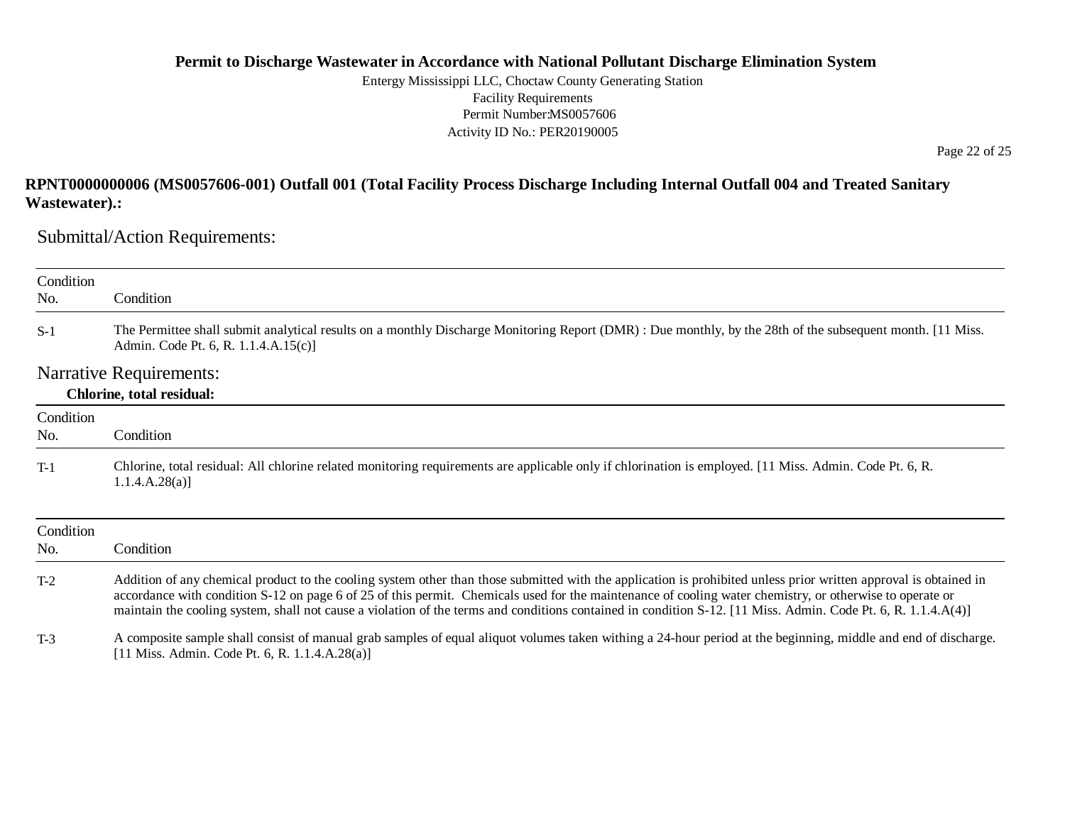**RPNT0000000006 (MS0057606-001) Outfall 001 (Total Facility Process Discharge Including Internal Outfall 004 and Treated Sanitary Wastewater).:**

## Submittal/Action Requirements:

| Condition No. | Condition |
|---|---|
| S-1 | The Permittee shall submit analytical results on a monthly Discharge Monitoring Report (DMR) : Due monthly, by the 28th of the subsequent month. [11 Miss. Admin. Code Pt. 6, R. 1.1.4.A.15(c)] |

## Narrative Requirements:

**Chlorine, total residual:**

| Condition No. | Condition |
|---|---|
| T-1 | Chlorine, total residual: All chlorine related monitoring requirements are applicable only if chlorination is employed. [11 Miss. Admin. Code Pt. 6, R. 1.1.4.A.28(a)] |

| Condition No. | Condition |
|---|---|
| T-2 | Addition of any chemical product to the cooling system other than those submitted with the application is prohibited unless prior written approval is obtained in accordance with condition S-12 on page 6 of 25 of this permit. Chemicals used for the maintenance of cooling water chemistry, or otherwise to operate or maintain the cooling system, shall not cause a violation of the terms and conditions contained in condition S-12. [11 Miss. Admin. Code Pt. 6, R. 1.1.4.A(4)] |
| T-3 | A composite sample shall consist of manual grab samples of equal aliquot volumes taken withing a 24-hour period at the beginning, middle and end of discharge. [11 Miss. Admin. Code Pt. 6, R. 1.1.4.A.28(a)] |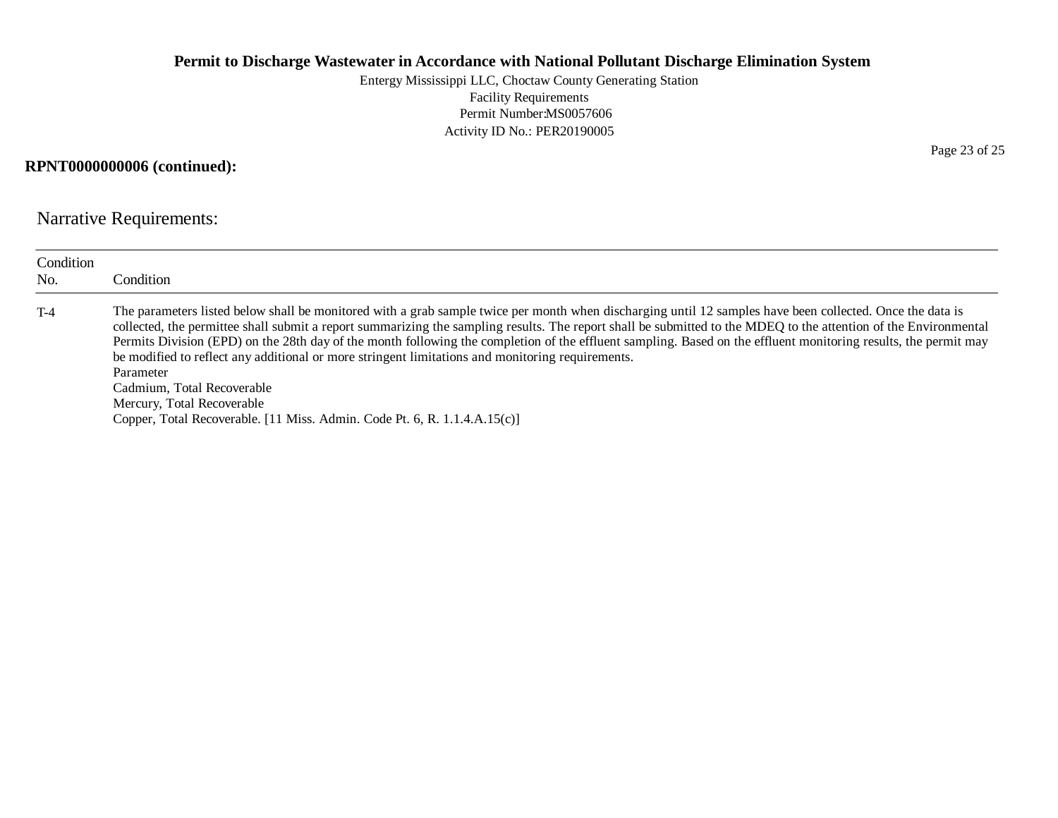**RPNT0000000006 (continued):**

## Narrative Requirements:

| Condition No. | Condition |
|---|---|
| T-4 | The parameters listed below shall be monitored with a grab sample twice per month when discharging until 12 samples have been collected. Once the data is collected, the permittee shall submit a report summarizing the sampling results. The report shall be submitted to the MDEQ to the attention of the Environmental Permits Division (EPD) on the 28th day of the month following the completion of the effluent sampling. Based on the effluent monitoring results, the permit may be modified to reflect any additional or more stringent limitations and monitoring requirements.<br>Parameter<br>Cadmium, Total Recoverable<br>Mercury, Total Recoverable<br>Copper, Total Recoverable. [11 Miss. Admin. Code Pt. 6, R. 1.1.4.A.15(c)] |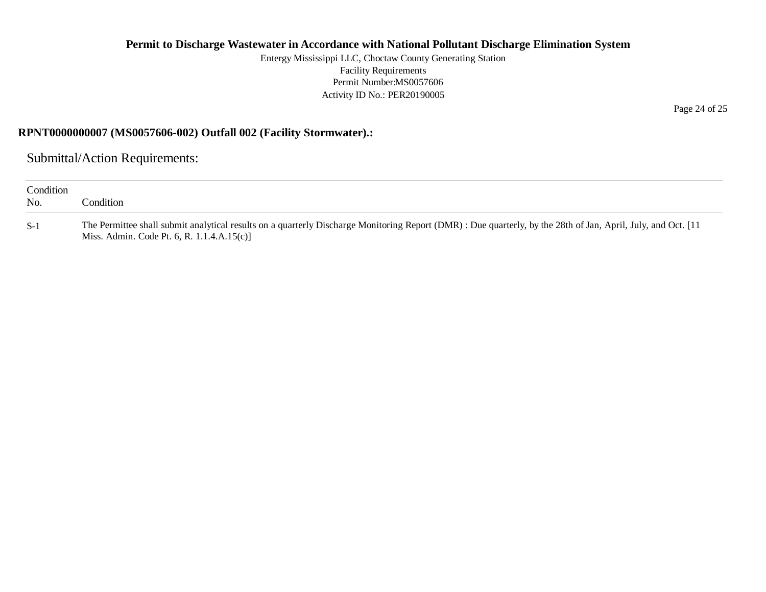**RPNT0000000007 (MS0057606-002) Outfall 002 (Facility Stormwater).:**

## Submittal/Action Requirements:

| Condition No. | Condition |
|---|---|
| S-1 | The Permittee shall submit analytical results on a quarterly Discharge Monitoring Report (DMR) : Due quarterly, by the 28th of Jan, April, July, and Oct. [11 Miss. Admin. Code Pt. 6, R. 1.1.4.A.15(c)] |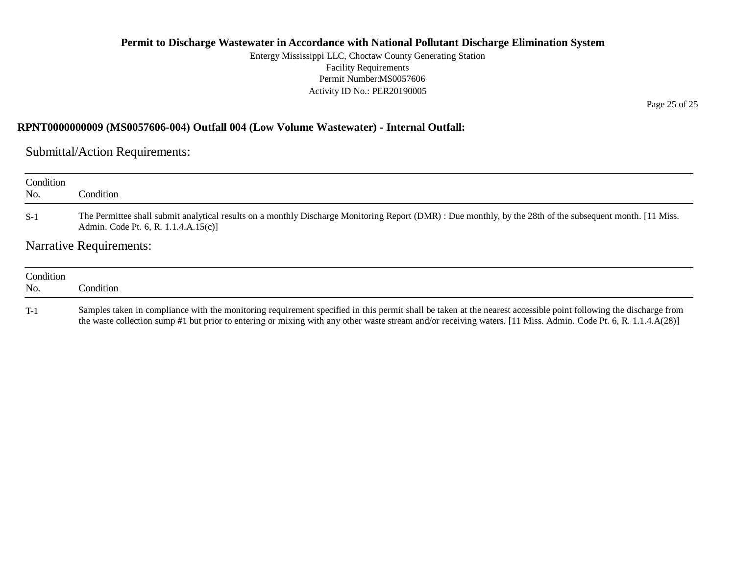## RPNT0000000009 (MS0057606-004) Outfall 004 (Low Volume Wastewater) - Internal Outfall:

### Submittal/Action Requirements:

| Condition No. | Condition |
|---|---|
| S-1 | The Permittee shall submit analytical results on a monthly Discharge Monitoring Report (DMR) : Due monthly, by the 28th of the subsequent month. [11 Miss. Admin. Code Pt. 6, R. 1.1.4.A.15(c)] |

### Narrative Requirements:

| Condition No. | Condition |
|---|---|
| T-1 | Samples taken in compliance with the monitoring requirement specified in this permit shall be taken at the nearest accessible point following the discharge from the waste collection sump #1 but prior to entering or mixing with any other waste stream and/or receiving waters. [11 Miss. Admin. Code Pt. 6, R. 1.1.4.A(28)] |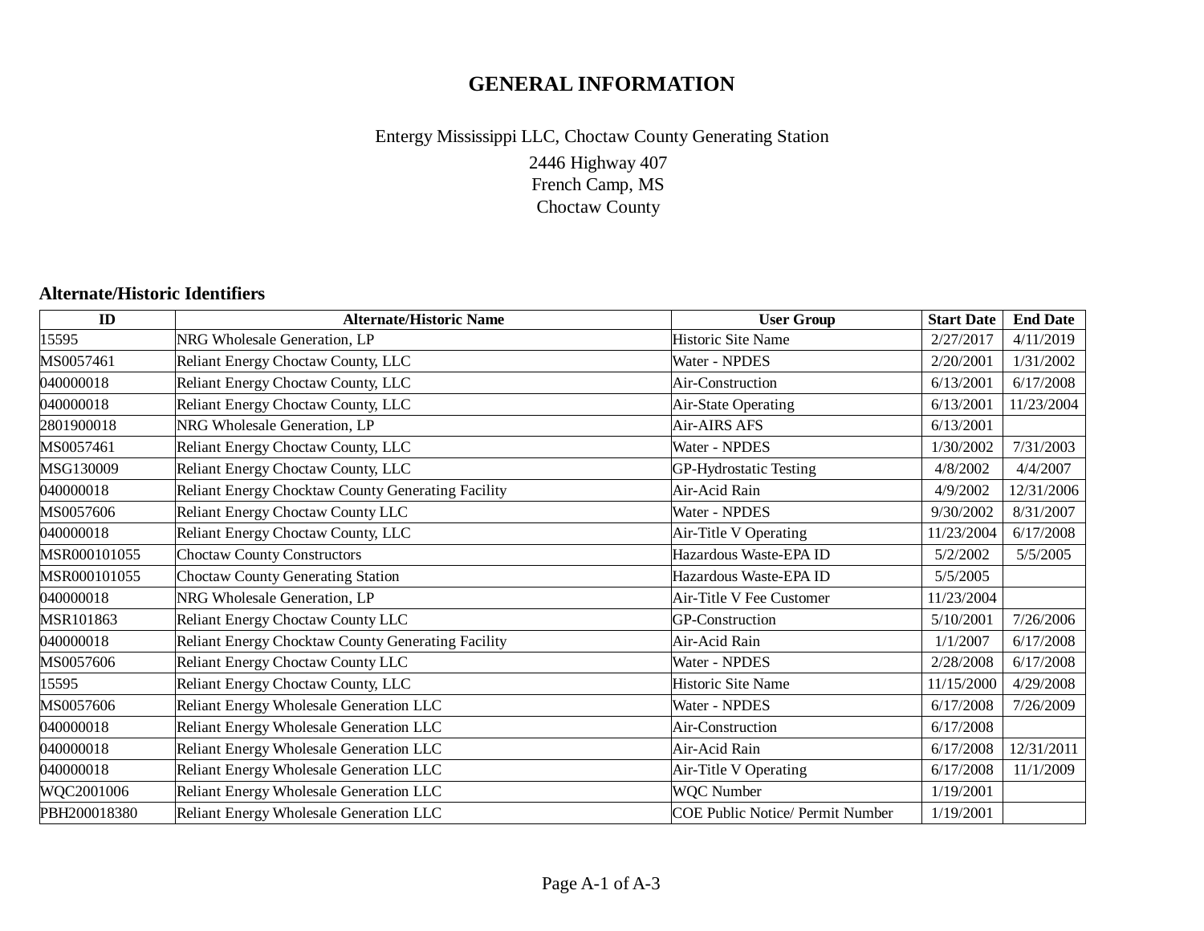# GENERAL INFORMATION

Entergy Mississippi LLC, Choctaw County Generating Station

2446 Highway 407
French Camp, MS
Choctaw County

### Alternate/Historic Identifiers

| ID | Alternate/Historic Name | User Group | Start Date | End Date |
|---|---|---|---|---|
| 15595 | NRG Wholesale Generation, LP | Historic Site Name | 2/27/2017 | 4/11/2019 |
| MS0057461 | Reliant Energy Choctaw County, LLC | Water - NPDES | 2/20/2001 | 1/31/2002 |
| 040000018 | Reliant Energy Choctaw County, LLC | Air-Construction | 6/13/2001 | 6/17/2008 |
| 040000018 | Reliant Energy Choctaw County, LLC | Air-State Operating | 6/13/2001 | 11/23/2004 |
| 2801900018 | NRG Wholesale Generation, LP | Air-AIRS AFS | 6/13/2001 | |
| MS0057461 | Reliant Energy Choctaw County, LLC | Water - NPDES | 1/30/2002 | 7/31/2003 |
| MSG130009 | Reliant Energy Choctaw County, LLC | GP-Hydrostatic Testing | 4/8/2002 | 4/4/2007 |
| 040000018 | Reliant Energy Chocktaw County Generating Facility | Air-Acid Rain | 4/9/2002 | 12/31/2006 |
| MS0057606 | Reliant Energy Choctaw County LLC | Water - NPDES | 9/30/2002 | 8/31/2007 |
| 040000018 | Reliant Energy Choctaw County, LLC | Air-Title V Operating | 11/23/2004 | 6/17/2008 |
| MSR000101055 | Choctaw County Constructors | Hazardous Waste-EPA ID | 5/2/2002 | 5/5/2005 |
| MSR000101055 | Choctaw County Generating Station | Hazardous Waste-EPA ID | 5/5/2005 | |
| 040000018 | NRG Wholesale Generation, LP | Air-Title V Fee Customer | 11/23/2004 | |
| MSR101863 | Reliant Energy Choctaw County LLC | GP-Construction | 5/10/2001 | 7/26/2006 |
| 040000018 | Reliant Energy Chocktaw County Generating Facility | Air-Acid Rain | 1/1/2007 | 6/17/2008 |
| MS0057606 | Reliant Energy Choctaw County LLC | Water - NPDES | 2/28/2008 | 6/17/2008 |
| 15595 | Reliant Energy Choctaw County, LLC | Historic Site Name | 11/15/2000 | 4/29/2008 |
| MS0057606 | Reliant Energy Wholesale Generation LLC | Water - NPDES | 6/17/2008 | 7/26/2009 |
| 040000018 | Reliant Energy Wholesale Generation LLC | Air-Construction | 6/17/2008 | |
| 040000018 | Reliant Energy Wholesale Generation LLC | Air-Acid Rain | 6/17/2008 | 12/31/2011 |
| 040000018 | Reliant Energy Wholesale Generation LLC | Air-Title V Operating | 6/17/2008 | 11/1/2009 |
| WQC2001006 | Reliant Energy Wholesale Generation LLC | WQC Number | 1/19/2001 | |
| PBH200018380 | Reliant Energy Wholesale Generation LLC | COE Public Notice/ Permit Number | 1/19/2001 | |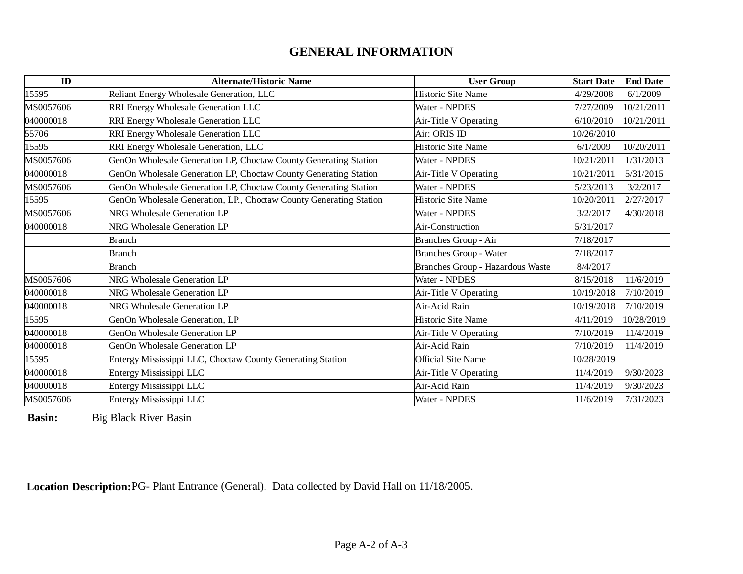# GENERAL INFORMATION

| ID | Alternate/Historic Name | User Group | Start Date | End Date |
|---|---|---|---|---|
| 15595 | Reliant Energy Wholesale Generation, LLC | Historic Site Name | 4/29/2008 | 6/1/2009 |
| MS0057606 | RRI Energy Wholesale Generation LLC | Water - NPDES | 7/27/2009 | 10/21/2011 |
| 040000018 | RRI Energy Wholesale Generation LLC | Air-Title V Operating | 6/10/2010 | 10/21/2011 |
| 55706 | RRI Energy Wholesale Generation LLC | Air: ORIS ID | 10/26/2010 | |
| 15595 | RRI Energy Wholesale Generation, LLC | Historic Site Name | 6/1/2009 | 10/20/2011 |
| MS0057606 | GenOn Wholesale Generation LP, Choctaw County Generating Station | Water - NPDES | 10/21/2011 | 1/31/2013 |
| 040000018 | GenOn Wholesale Generation LP, Choctaw County Generating Station | Air-Title V Operating | 10/21/2011 | 5/31/2015 |
| MS0057606 | GenOn Wholesale Generation LP, Choctaw County Generating Station | Water - NPDES | 5/23/2013 | 3/2/2017 |
| 15595 | GenOn Wholesale Generation, LP., Choctaw County Generating Station | Historic Site Name | 10/20/2011 | 2/27/2017 |
| MS0057606 | NRG Wholesale Generation LP | Water - NPDES | 3/2/2017 | 4/30/2018 |
| 040000018 | NRG Wholesale Generation LP | Air-Construction | 5/31/2017 | |
| | Branch | Branches Group - Air | 7/18/2017 | |
| | Branch | Branches Group - Water | 7/18/2017 | |
| | Branch | Branches Group - Hazardous Waste | 8/4/2017 | |
| MS0057606 | NRG Wholesale Generation LP | Water - NPDES | 8/15/2018 | 11/6/2019 |
| 040000018 | NRG Wholesale Generation LP | Air-Title V Operating | 10/19/2018 | 7/10/2019 |
| 040000018 | NRG Wholesale Generation LP | Air-Acid Rain | 10/19/2018 | 7/10/2019 |
| 15595 | GenOn Wholesale Generation, LP | Historic Site Name | 4/11/2019 | 10/28/2019 |
| 040000018 | GenOn Wholesale Generation LP | Air-Title V Operating | 7/10/2019 | 11/4/2019 |
| 040000018 | GenOn Wholesale Generation LP | Air-Acid Rain | 7/10/2019 | 11/4/2019 |
| 15595 | Entergy Mississippi LLC, Choctaw County Generating Station | Official Site Name | 10/28/2019 | |
| 040000018 | Entergy Mississippi LLC | Air-Title V Operating | 11/4/2019 | 9/30/2023 |
| 040000018 | Entergy Mississippi LLC | Air-Acid Rain | 11/4/2019 | 9/30/2023 |
| MS0057606 | Entergy Mississippi LLC | Water - NPDES | 11/6/2019 | 7/31/2023 |

**Basin:** Big Black River Basin

**Location Description:** PG- Plant Entrance (General). Data collected by David Hall on 11/18/2005.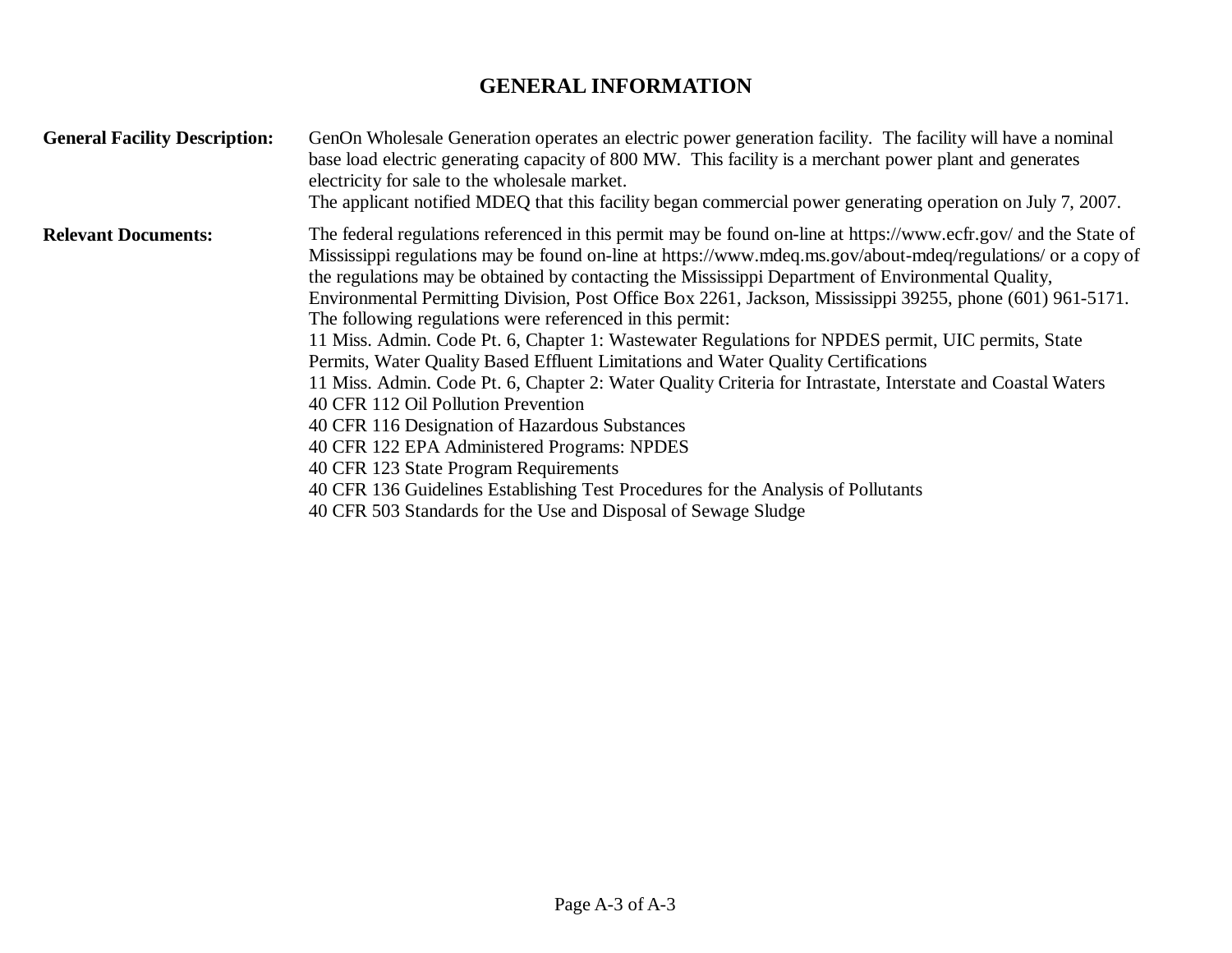# GENERAL INFORMATION

**General Facility Description:** GenOn Wholesale Generation operates an electric power generation facility. The facility will have a nominal base load electric generating capacity of 800 MW. This facility is a merchant power plant and generates electricity for sale to the wholesale market.
The applicant notified MDEQ that this facility began commercial power generating operation on July 7, 2007.

**Relevant Documents:** The federal regulations referenced in this permit may be found on-line at https://www.ecfr.gov/ and the State of Mississippi regulations may be found on-line at https://www.mdeq.ms.gov/about-mdeq/regulations/ or a copy of the regulations may be obtained by contacting the Mississippi Department of Environmental Quality, Environmental Permitting Division, Post Office Box 2261, Jackson, Mississippi 39255, phone (601) 961-5171.
The following regulations were referenced in this permit:
11 Miss. Admin. Code Pt. 6, Chapter 1: Wastewater Regulations for NPDES permit, UIC permits, State Permits, Water Quality Based Effluent Limitations and Water Quality Certifications
11 Miss. Admin. Code Pt. 6, Chapter 2: Water Quality Criteria for Intrastate, Interstate and Coastal Waters
40 CFR 112 Oil Pollution Prevention
40 CFR 116 Designation of Hazardous Substances
40 CFR 122 EPA Administered Programs: NPDES
40 CFR 123 State Program Requirements
40 CFR 136 Guidelines Establishing Test Procedures for the Analysis of Pollutants
40 CFR 503 Standards for the Use and Disposal of Sewage Sludge